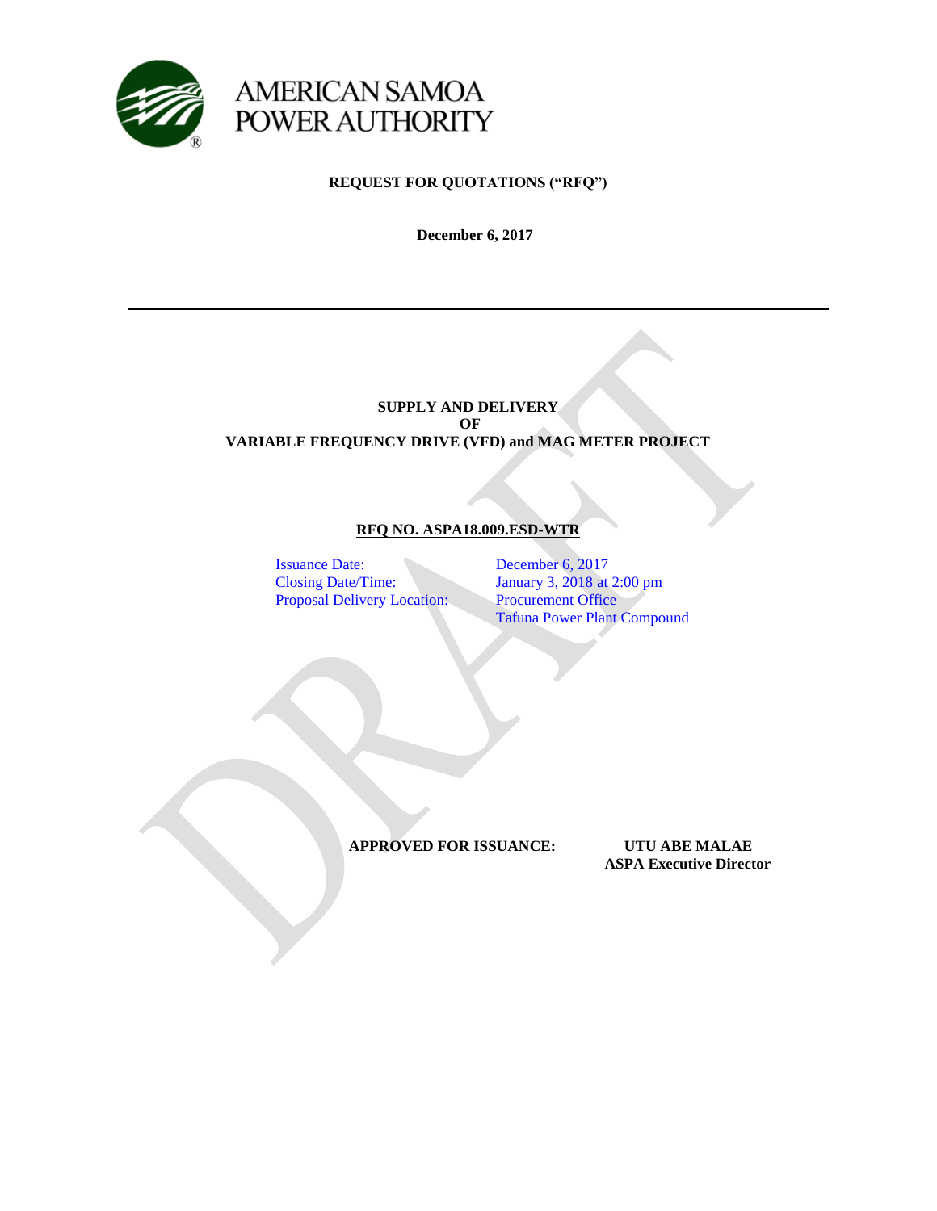AMERICAN SAMOA POWER AUTHORITY

**REQUEST FOR QUOTATIONS ("RFQ")**

**December 6, 2017**

---

**SUPPLY AND DELIVERY**
**OF**
**VARIABLE FREQUENCY DRIVE (VFD) and MAG METER PROJECT**

**RFQ NO. ASPA18.009.ESD-WTR**

| | |
|---|---|
| Issuance Date: | December 6, 2017 |
| Closing Date/Time: | January 3, 2018 at 2:00 pm |
| Proposal Delivery Location: | Procurement Office<br>Tafuna Power Plant Compound |

**APPROVED FOR ISSUANCE:** **UTU ABE MALAE**
**ASPA Executive Director**

DRAFT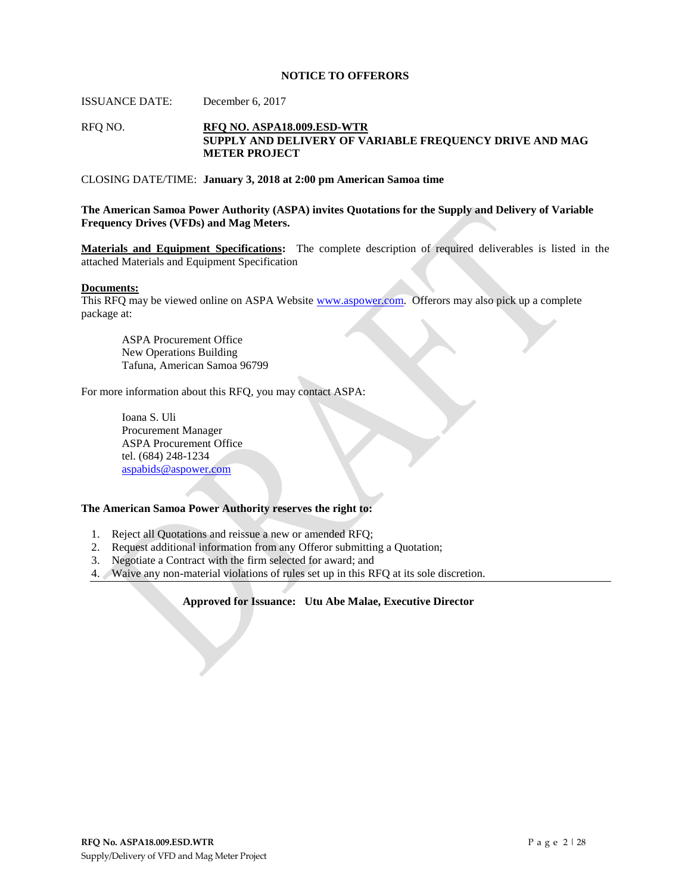# NOTICE TO OFFERORS

ISSUANCE DATE: December 6, 2017

RFQ NO. **RFQ NO. ASPA18.009.ESD-WTR**
**SUPPLY AND DELIVERY OF VARIABLE FREQUENCY DRIVE AND MAG METER PROJECT**

CLOSING DATE/TIME: **January 3, 2018 at 2:00 pm American Samoa time**

**The American Samoa Power Authority (ASPA) invites Quotations for the Supply and Delivery of Variable Frequency Drives (VFDs) and Mag Meters.**

**Materials and Equipment Specifications:** The complete description of required deliverables is listed in the attached Materials and Equipment Specification

**Documents:**
This RFQ may be viewed online on ASPA Website www.aspower.com. Offerors may also pick up a complete package at:

ASPA Procurement Office
New Operations Building
Tafuna, American Samoa 96799

For more information about this RFQ, you may contact ASPA:

Ioana S. Uli
Procurement Manager
ASPA Procurement Office
tel. (684) 248-1234
aspabids@aspower.com

**The American Samoa Power Authority reserves the right to:**

1. Reject all Quotations and reissue a new or amended RFQ;
2. Request additional information from any Offeror submitting a Quotation;
3. Negotiate a Contract with the firm selected for award; and
4. Waive any non-material violations of rules set up in this RFQ at its sole discretion.

**Approved for Issuance: Utu Abe Malae, Executive Director**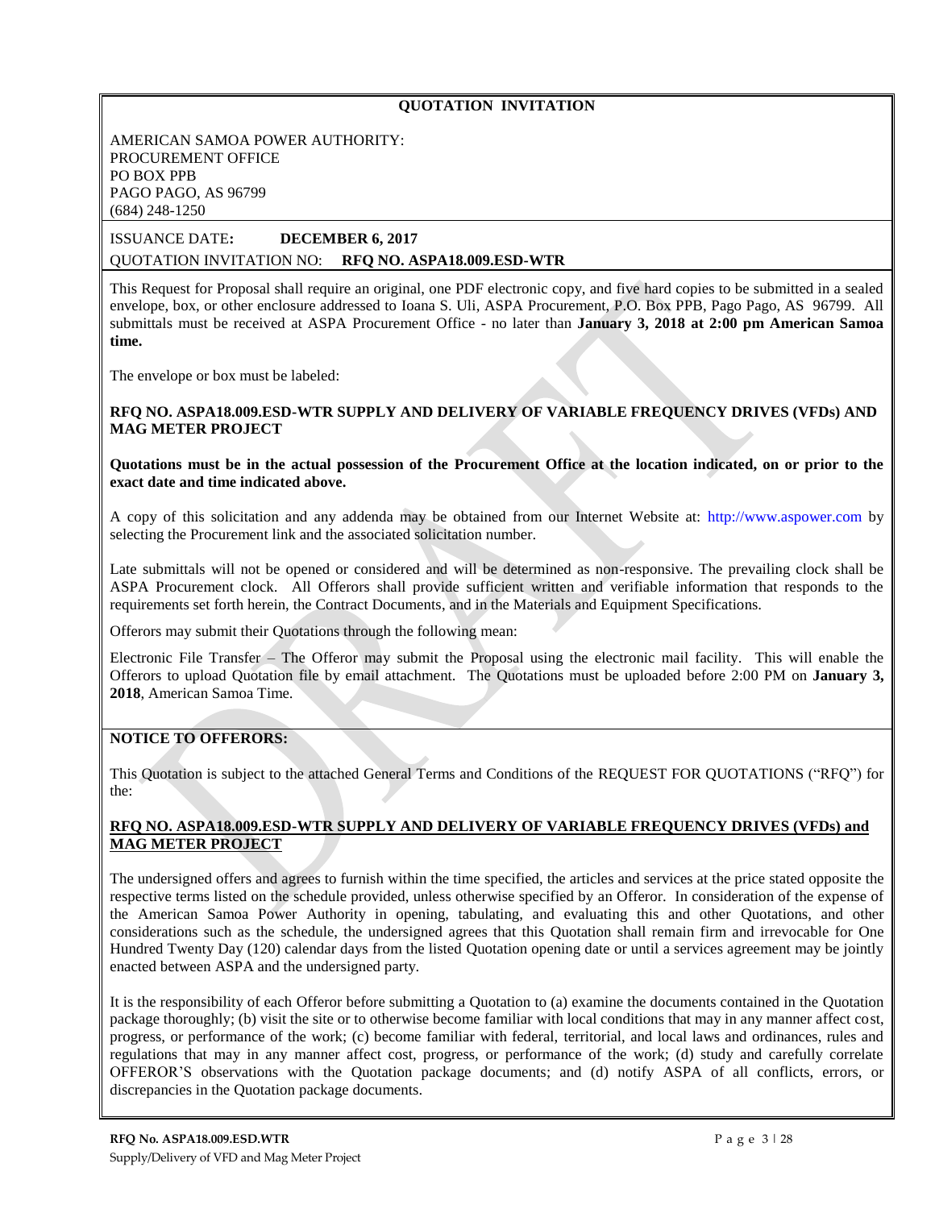## QUOTATION INVITATION

AMERICAN SAMOA POWER AUTHORITY:
PROCUREMENT OFFICE
PO BOX PPB
PAGO PAGO, AS 96799
(684) 248-1250

ISSUANCE DATE**:** **DECEMBER 6, 2017**

QUOTATION INVITATION NO: **RFQ NO. ASPA18.009.ESD-WTR**

This Request for Proposal shall require an original, one PDF electronic copy, and five hard copies to be submitted in a sealed envelope, box, or other enclosure addressed to Ioana S. Uli, ASPA Procurement, P.O. Box PPB, Pago Pago, AS 96799. All submittals must be received at ASPA Procurement Office - no later than **January 3, 2018 at 2:00 pm American Samoa time.**

The envelope or box must be labeled:

**RFQ NO. ASPA18.009.ESD-WTR SUPPLY AND DELIVERY OF VARIABLE FREQUENCY DRIVES (VFDs) AND MAG METER PROJECT**

**Quotations must be in the actual possession of the Procurement Office at the location indicated, on or prior to the exact date and time indicated above.**

A copy of this solicitation and any addenda may be obtained from our Internet Website at: http://www.aspower.com by selecting the Procurement link and the associated solicitation number.

Late submittals will not be opened or considered and will be determined as non-responsive. The prevailing clock shall be ASPA Procurement clock. All Offerors shall provide sufficient written and verifiable information that responds to the requirements set forth herein, the Contract Documents, and in the Materials and Equipment Specifications.

Offerors may submit their Quotations through the following mean:

Electronic File Transfer – The Offeror may submit the Proposal using the electronic mail facility. This will enable the Offerors to upload Quotation file by email attachment. The Quotations must be uploaded before 2:00 PM on **January 3, 2018**, American Samoa Time.

**NOTICE TO OFFERORS:**

This Quotation is subject to the attached General Terms and Conditions of the REQUEST FOR QUOTATIONS ("RFQ") for the:

**RFQ NO. ASPA18.009.ESD-WTR SUPPLY AND DELIVERY OF VARIABLE FREQUENCY DRIVES (VFDs) and MAG METER PROJECT**

The undersigned offers and agrees to furnish within the time specified, the articles and services at the price stated opposite the respective terms listed on the schedule provided, unless otherwise specified by an Offeror. In consideration of the expense of the American Samoa Power Authority in opening, tabulating, and evaluating this and other Quotations, and other considerations such as the schedule, the undersigned agrees that this Quotation shall remain firm and irrevocable for One Hundred Twenty Day (120) calendar days from the listed Quotation opening date or until a services agreement may be jointly enacted between ASPA and the undersigned party.

It is the responsibility of each Offeror before submitting a Quotation to (a) examine the documents contained in the Quotation package thoroughly; (b) visit the site or to otherwise become familiar with local conditions that may in any manner affect cost, progress, or performance of the work; (c) become familiar with federal, territorial, and local laws and ordinances, rules and regulations that may in any manner affect cost, progress, or performance of the work; (d) study and carefully correlate OFFEROR'S observations with the Quotation package documents; and (d) notify ASPA of all conflicts, errors, or discrepancies in the Quotation package documents.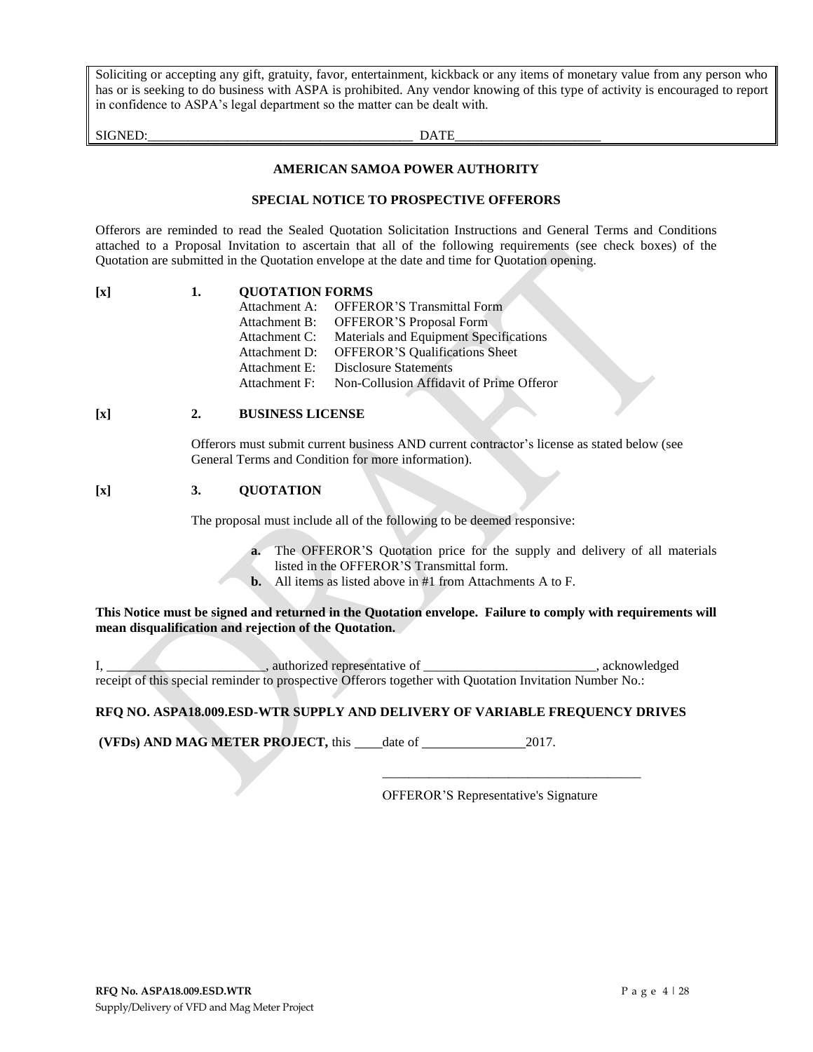Soliciting or accepting any gift, gratuity, favor, entertainment, kickback or any items of monetary value from any person who has or is seeking to do business with ASPA is prohibited. Any vendor knowing of this type of activity is encouraged to report in confidence to ASPA's legal department so the matter can be dealt with.

SIGNED:_______________________________________ DATE_____________________

**AMERICAN SAMOA POWER AUTHORITY**

**SPECIAL NOTICE TO PROSPECTIVE OFFERORS**

Offerors are reminded to read the Sealed Quotation Solicitation Instructions and General Terms and Conditions attached to a Proposal Invitation to ascertain that all of the following requirements (see check boxes) of the Quotation are submitted in the Quotation envelope at the date and time for Quotation opening.

**[x] 1. QUOTATION FORMS**

- Attachment A: OFFEROR'S Transmittal Form
- Attachment B: OFFEROR'S Proposal Form
- Attachment C: Materials and Equipment Specifications
- Attachment D: OFFEROR'S Qualifications Sheet
- Attachment E: Disclosure Statements
- Attachment F: Non-Collusion Affidavit of Prime Offeror

**[x] 2. BUSINESS LICENSE**

Offerors must submit current business AND current contractor's license as stated below (see General Terms and Condition for more information).

**[x] 3. QUOTATION**

The proposal must include all of the following to be deemed responsive:

- **a.** The OFFEROR'S Quotation price for the supply and delivery of all materials listed in the OFFEROR'S Transmittal form.
- **b.** All items as listed above in #1 from Attachments A to F.

**This Notice must be signed and returned in the Quotation envelope. Failure to comply with requirements will mean disqualification and rejection of the Quotation.**

I, ________________________, authorized representative of _________________________, acknowledged receipt of this special reminder to prospective Offerors together with Quotation Invitation Number No.:

**RFQ NO. ASPA18.009.ESD-WTR SUPPLY AND DELIVERY OF VARIABLE FREQUENCY DRIVES**

**(VFDs) AND MAG METER PROJECT,** this ____date of _______________2017.

_______________________________________

OFFEROR'S Representative's Signature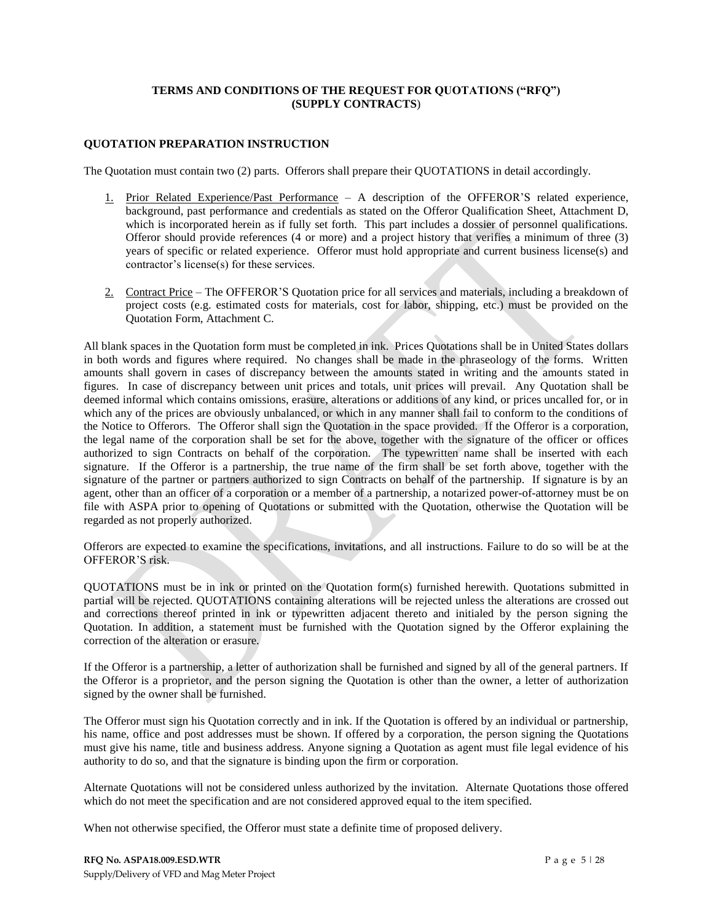**TERMS AND CONDITIONS OF THE REQUEST FOR QUOTATIONS ("RFQ") (SUPPLY CONTRACTS)**

**QUOTATION PREPARATION INSTRUCTION**

The Quotation must contain two (2) parts. Offerors shall prepare their QUOTATIONS in detail accordingly.

1. Prior Related Experience/Past Performance – A description of the OFFEROR'S related experience, background, past performance and credentials as stated on the Offeror Qualification Sheet, Attachment D, which is incorporated herein as if fully set forth. This part includes a dossier of personnel qualifications. Offeror should provide references (4 or more) and a project history that verifies a minimum of three (3) years of specific or related experience. Offeror must hold appropriate and current business license(s) and contractor's license(s) for these services.

2. Contract Price – The OFFEROR'S Quotation price for all services and materials, including a breakdown of project costs (e.g. estimated costs for materials, cost for labor, shipping, etc.) must be provided on the Quotation Form, Attachment C.

All blank spaces in the Quotation form must be completed in ink. Prices Quotations shall be in United States dollars in both words and figures where required. No changes shall be made in the phraseology of the forms. Written amounts shall govern in cases of discrepancy between the amounts stated in writing and the amounts stated in figures. In case of discrepancy between unit prices and totals, unit prices will prevail. Any Quotation shall be deemed informal which contains omissions, erasure, alterations or additions of any kind, or prices uncalled for, or in which any of the prices are obviously unbalanced, or which in any manner shall fail to conform to the conditions of the Notice to Offerors. The Offeror shall sign the Quotation in the space provided. If the Offeror is a corporation, the legal name of the corporation shall be set for the above, together with the signature of the officer or offices authorized to sign Contracts on behalf of the corporation. The typewritten name shall be inserted with each signature. If the Offeror is a partnership, the true name of the firm shall be set forth above, together with the signature of the partner or partners authorized to sign Contracts on behalf of the partnership. If signature is by an agent, other than an officer of a corporation or a member of a partnership, a notarized power-of-attorney must be on file with ASPA prior to opening of Quotations or submitted with the Quotation, otherwise the Quotation will be regarded as not properly authorized.

Offerors are expected to examine the specifications, invitations, and all instructions. Failure to do so will be at the OFFEROR'S risk.

QUOTATIONS must be in ink or printed on the Quotation form(s) furnished herewith. Quotations submitted in partial will be rejected. QUOTATIONS containing alterations will be rejected unless the alterations are crossed out and corrections thereof printed in ink or typewritten adjacent thereto and initialed by the person signing the Quotation. In addition, a statement must be furnished with the Quotation signed by the Offeror explaining the correction of the alteration or erasure.

If the Offeror is a partnership, a letter of authorization shall be furnished and signed by all of the general partners. If the Offeror is a proprietor, and the person signing the Quotation is other than the owner, a letter of authorization signed by the owner shall be furnished.

The Offeror must sign his Quotation correctly and in ink. If the Quotation is offered by an individual or partnership, his name, office and post addresses must be shown. If offered by a corporation, the person signing the Quotations must give his name, title and business address. Anyone signing a Quotation as agent must file legal evidence of his authority to do so, and that the signature is binding upon the firm or corporation.

Alternate Quotations will not be considered unless authorized by the invitation. Alternate Quotations those offered which do not meet the specification and are not considered approved equal to the item specified.

When not otherwise specified, the Offeror must state a definite time of proposed delivery.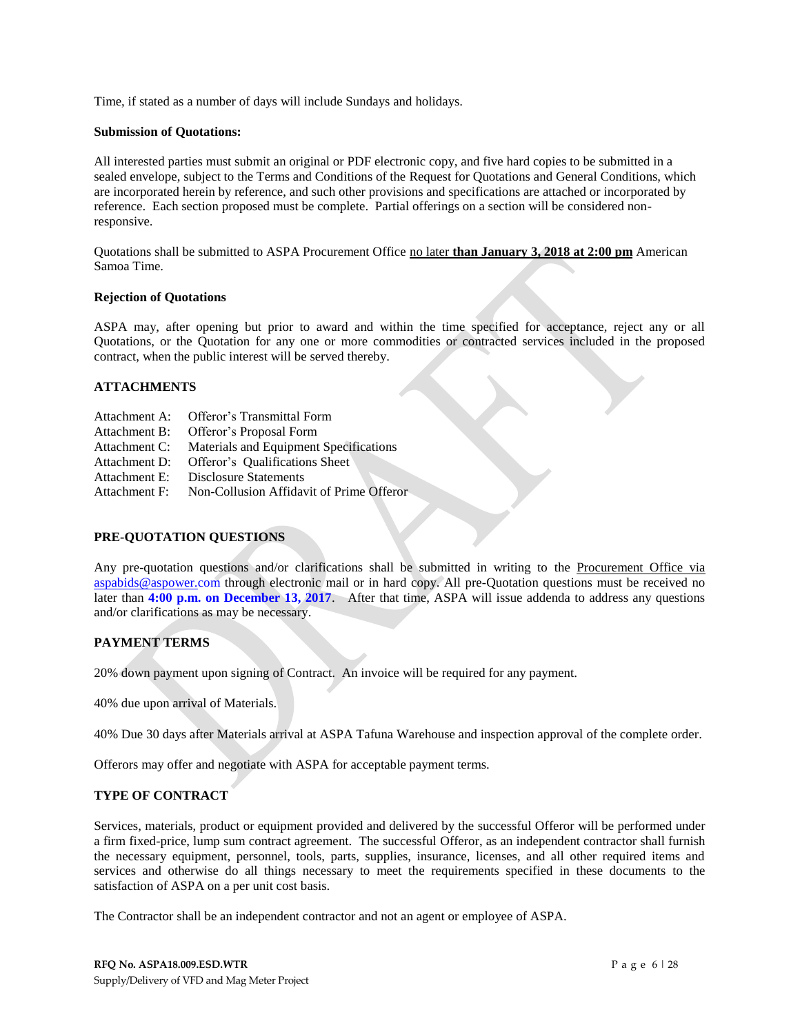Time, if stated as a number of days will include Sundays and holidays.

**Submission of Quotations:**

All interested parties must submit an original or PDF electronic copy, and five hard copies to be submitted in a sealed envelope, subject to the Terms and Conditions of the Request for Quotations and General Conditions, which are incorporated herein by reference, and such other provisions and specifications are attached or incorporated by reference. Each section proposed must be complete. Partial offerings on a section will be considered non-responsive.

Quotations shall be submitted to ASPA Procurement Office no later **than January 3, 2018 at 2:00 pm** American Samoa Time.

**Rejection of Quotations**

ASPA may, after opening but prior to award and within the time specified for acceptance, reject any or all Quotations, or the Quotation for any one or more commodities or contracted services included in the proposed contract, when the public interest will be served thereby.

**ATTACHMENTS**

Attachment A: Offeror's Transmittal Form
Attachment B: Offeror's Proposal Form
Attachment C: Materials and Equipment Specifications
Attachment D: Offeror's Qualifications Sheet
Attachment E: Disclosure Statements
Attachment F: Non-Collusion Affidavit of Prime Offeror

**PRE-QUOTATION QUESTIONS**

Any pre-quotation questions and/or clarifications shall be submitted in writing to the Procurement Office via aspabids@aspower.com through electronic mail or in hard copy. All pre-Quotation questions must be received no later than **4:00 p.m. on December 13, 2017**. After that time, ASPA will issue addenda to address any questions and/or clarifications as may be necessary.

**PAYMENT TERMS**

20% down payment upon signing of Contract. An invoice will be required for any payment.

40% due upon arrival of Materials.

40% Due 30 days after Materials arrival at ASPA Tafuna Warehouse and inspection approval of the complete order.

Offerors may offer and negotiate with ASPA for acceptable payment terms.

**TYPE OF CONTRACT**

Services, materials, product or equipment provided and delivered by the successful Offeror will be performed under a firm fixed-price, lump sum contract agreement. The successful Offeror, as an independent contractor shall furnish the necessary equipment, personnel, tools, parts, supplies, insurance, licenses, and all other required items and services and otherwise do all things necessary to meet the requirements specified in these documents to the satisfaction of ASPA on a per unit cost basis.

The Contractor shall be an independent contractor and not an agent or employee of ASPA.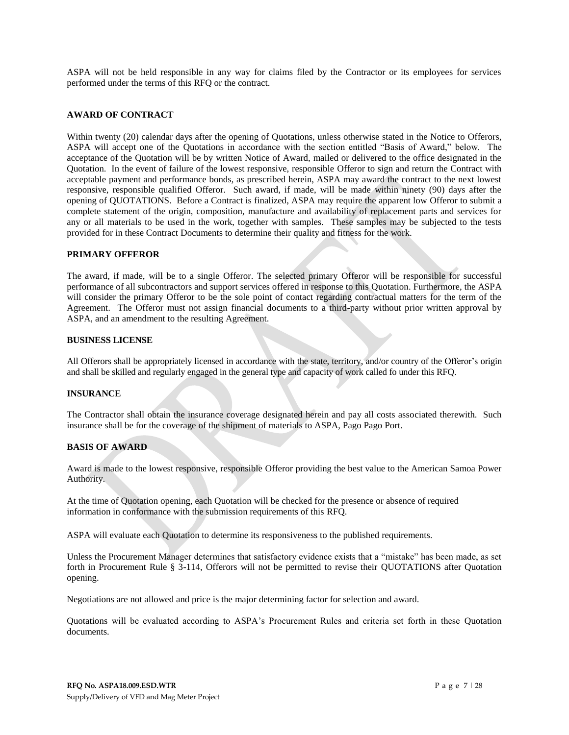ASPA will not be held responsible in any way for claims filed by the Contractor or its employees for services performed under the terms of this RFQ or the contract.

**AWARD OF CONTRACT**

Within twenty (20) calendar days after the opening of Quotations, unless otherwise stated in the Notice to Offerors, ASPA will accept one of the Quotations in accordance with the section entitled "Basis of Award," below. The acceptance of the Quotation will be by written Notice of Award, mailed or delivered to the office designated in the Quotation. In the event of failure of the lowest responsive, responsible Offeror to sign and return the Contract with acceptable payment and performance bonds, as prescribed herein, ASPA may award the contract to the next lowest responsive, responsible qualified Offeror. Such award, if made, will be made within ninety (90) days after the opening of QUOTATIONS. Before a Contract is finalized, ASPA may require the apparent low Offeror to submit a complete statement of the origin, composition, manufacture and availability of replacement parts and services for any or all materials to be used in the work, together with samples. These samples may be subjected to the tests provided for in these Contract Documents to determine their quality and fitness for the work.

**PRIMARY OFFEROR**

The award, if made, will be to a single Offeror. The selected primary Offeror will be responsible for successful performance of all subcontractors and support services offered in response to this Quotation. Furthermore, the ASPA will consider the primary Offeror to be the sole point of contact regarding contractual matters for the term of the Agreement. The Offeror must not assign financial documents to a third-party without prior written approval by ASPA, and an amendment to the resulting Agreement.

**BUSINESS LICENSE**

All Offerors shall be appropriately licensed in accordance with the state, territory, and/or country of the Offeror's origin and shall be skilled and regularly engaged in the general type and capacity of work called fo under this RFQ.

**INSURANCE**

The Contractor shall obtain the insurance coverage designated herein and pay all costs associated therewith. Such insurance shall be for the coverage of the shipment of materials to ASPA, Pago Pago Port.

**BASIS OF AWARD**

Award is made to the lowest responsive, responsible Offeror providing the best value to the American Samoa Power Authority.

At the time of Quotation opening, each Quotation will be checked for the presence or absence of required information in conformance with the submission requirements of this RFQ.

ASPA will evaluate each Quotation to determine its responsiveness to the published requirements.

Unless the Procurement Manager determines that satisfactory evidence exists that a "mistake" has been made, as set forth in Procurement Rule § 3-114, Offerors will not be permitted to revise their QUOTATIONS after Quotation opening.

Negotiations are not allowed and price is the major determining factor for selection and award.

Quotations will be evaluated according to ASPA's Procurement Rules and criteria set forth in these Quotation documents.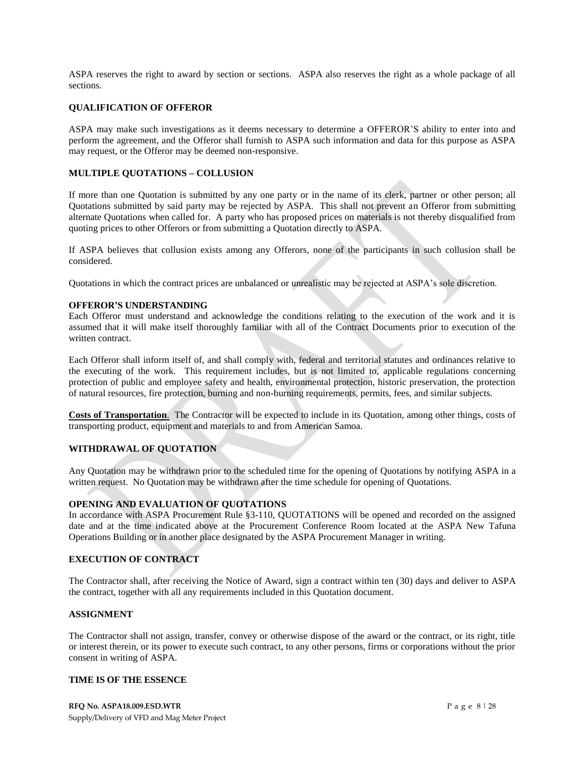ASPA reserves the right to award by section or sections. ASPA also reserves the right as a whole package of all sections.

## QUALIFICATION OF OFFEROR

ASPA may make such investigations as it deems necessary to determine a OFFEROR'S ability to enter into and perform the agreement, and the Offeror shall furnish to ASPA such information and data for this purpose as ASPA may request, or the Offeror may be deemed non-responsive.

## MULTIPLE QUOTATIONS – COLLUSION

If more than one Quotation is submitted by any one party or in the name of its clerk, partner or other person; all Quotations submitted by said party may be rejected by ASPA. This shall not prevent an Offeror from submitting alternate Quotations when called for. A party who has proposed prices on materials is not thereby disqualified from quoting prices to other Offerors or from submitting a Quotation directly to ASPA.

If ASPA believes that collusion exists among any Offerors, none of the participants in such collusion shall be considered.

Quotations in which the contract prices are unbalanced or unrealistic may be rejected at ASPA's sole discretion.

## OFFEROR'S UNDERSTANDING

Each Offeror must understand and acknowledge the conditions relating to the execution of the work and it is assumed that it will make itself thoroughly familiar with all of the Contract Documents prior to execution of the written contract.

Each Offeror shall inform itself of, and shall comply with, federal and territorial statutes and ordinances relative to the executing of the work. This requirement includes, but is not limited to, applicable regulations concerning protection of public and employee safety and health, environmental protection, historic preservation, the protection of natural resources, fire protection, burning and non-burning requirements, permits, fees, and similar subjects.

**Costs of Transportation**. The Contractor will be expected to include in its Quotation, among other things, costs of transporting product, equipment and materials to and from American Samoa.

## WITHDRAWAL OF QUOTATION

Any Quotation may be withdrawn prior to the scheduled time for the opening of Quotations by notifying ASPA in a written request. No Quotation may be withdrawn after the time schedule for opening of Quotations.

## OPENING AND EVALUATION OF QUOTATIONS

In accordance with ASPA Procurement Rule §3-110, QUOTATIONS will be opened and recorded on the assigned date and at the time indicated above at the Procurement Conference Room located at the ASPA New Tafuna Operations Building or in another place designated by the ASPA Procurement Manager in writing.

## EXECUTION OF CONTRACT

The Contractor shall, after receiving the Notice of Award, sign a contract within ten (30) days and deliver to ASPA the contract, together with all any requirements included in this Quotation document.

## ASSIGNMENT

The Contractor shall not assign, transfer, convey or otherwise dispose of the award or the contract, or its right, title or interest therein, or its power to execute such contract, to any other persons, firms or corporations without the prior consent in writing of ASPA.

## TIME IS OF THE ESSENCE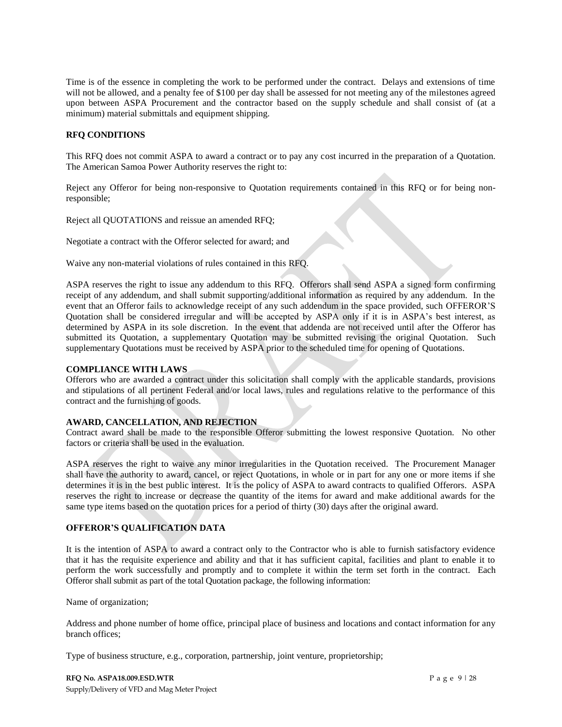Time is of the essence in completing the work to be performed under the contract. Delays and extensions of time will not be allowed, and a penalty fee of $100 per day shall be assessed for not meeting any of the milestones agreed upon between ASPA Procurement and the contractor based on the supply schedule and shall consist of (at a minimum) material submittals and equipment shipping.

**RFQ CONDITIONS**

This RFQ does not commit ASPA to award a contract or to pay any cost incurred in the preparation of a Quotation. The American Samoa Power Authority reserves the right to:

Reject any Offeror for being non-responsive to Quotation requirements contained in this RFQ or for being non-responsible;

Reject all QUOTATIONS and reissue an amended RFQ;

Negotiate a contract with the Offeror selected for award; and

Waive any non-material violations of rules contained in this RFQ.

ASPA reserves the right to issue any addendum to this RFQ. Offerors shall send ASPA a signed form confirming receipt of any addendum, and shall submit supporting/additional information as required by any addendum. In the event that an Offeror fails to acknowledge receipt of any such addendum in the space provided, such OFFEROR'S Quotation shall be considered irregular and will be accepted by ASPA only if it is in ASPA's best interest, as determined by ASPA in its sole discretion. In the event that addenda are not received until after the Offeror has submitted its Quotation, a supplementary Quotation may be submitted revising the original Quotation. Such supplementary Quotations must be received by ASPA prior to the scheduled time for opening of Quotations.

**COMPLIANCE WITH LAWS**

Offerors who are awarded a contract under this solicitation shall comply with the applicable standards, provisions and stipulations of all pertinent Federal and/or local laws, rules and regulations relative to the performance of this contract and the furnishing of goods.

**AWARD, CANCELLATION, AND REJECTION**

Contract award shall be made to the responsible Offeror submitting the lowest responsive Quotation. No other factors or criteria shall be used in the evaluation.

ASPA reserves the right to waive any minor irregularities in the Quotation received. The Procurement Manager shall have the authority to award, cancel, or reject Quotations, in whole or in part for any one or more items if she determines it is in the best public interest. It is the policy of ASPA to award contracts to qualified Offerors. ASPA reserves the right to increase or decrease the quantity of the items for award and make additional awards for the same type items based on the quotation prices for a period of thirty (30) days after the original award.

**OFFEROR'S QUALIFICATION DATA**

It is the intention of ASPA to award a contract only to the Contractor who is able to furnish satisfactory evidence that it has the requisite experience and ability and that it has sufficient capital, facilities and plant to enable it to perform the work successfully and promptly and to complete it within the term set forth in the contract. Each Offeror shall submit as part of the total Quotation package, the following information:

Name of organization;

Address and phone number of home office, principal place of business and locations and contact information for any branch offices;

Type of business structure, e.g., corporation, partnership, joint venture, proprietorship;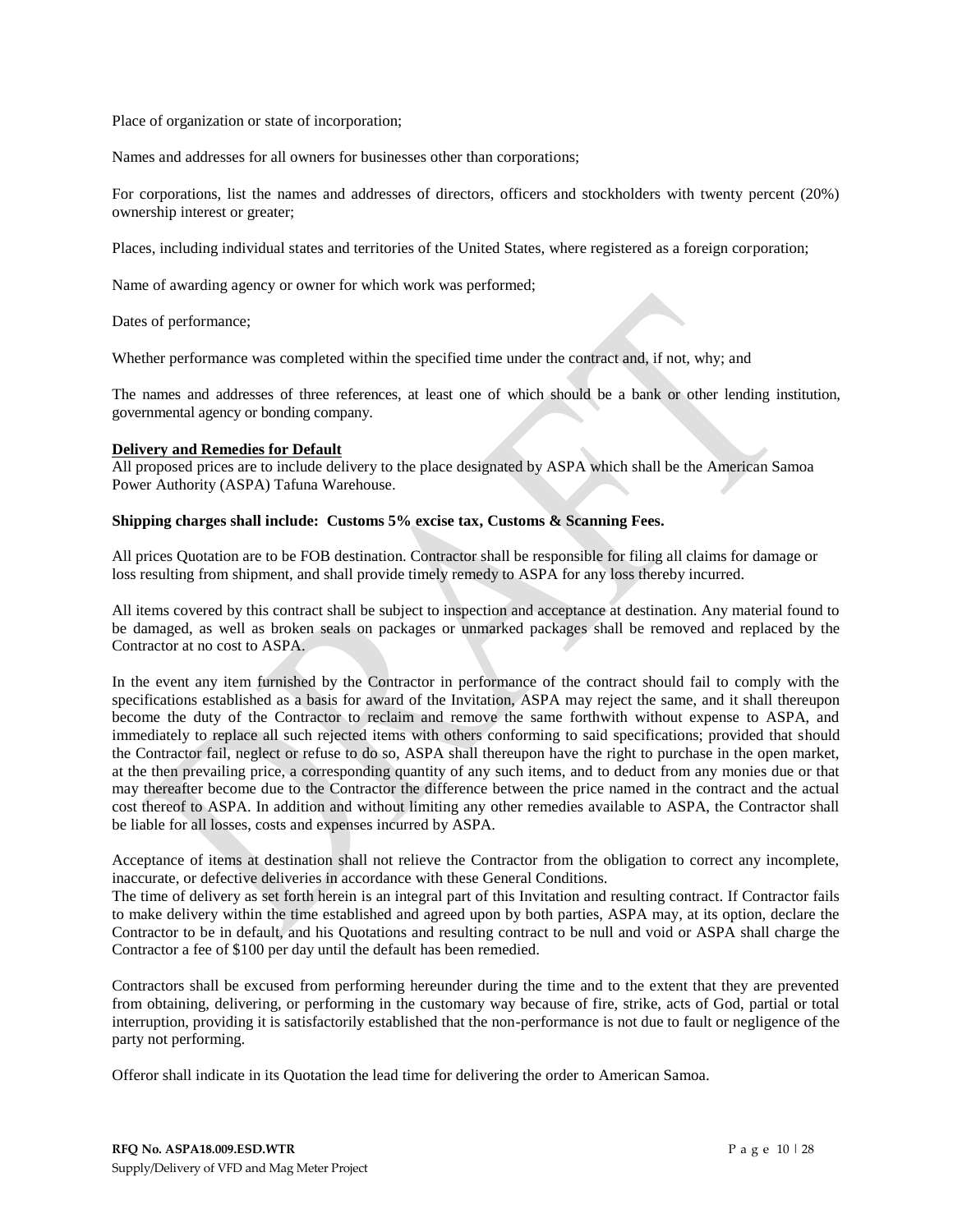Place of organization or state of incorporation;

Names and addresses for all owners for businesses other than corporations;

For corporations, list the names and addresses of directors, officers and stockholders with twenty percent (20%) ownership interest or greater;

Places, including individual states and territories of the United States, where registered as a foreign corporation;

Name of awarding agency or owner for which work was performed;

Dates of performance;

Whether performance was completed within the specified time under the contract and, if not, why; and

The names and addresses of three references, at least one of which should be a bank or other lending institution, governmental agency or bonding company.

**Delivery and Remedies for Default**

All proposed prices are to include delivery to the place designated by ASPA which shall be the American Samoa Power Authority (ASPA) Tafuna Warehouse.

**Shipping charges shall include: Customs 5% excise tax, Customs & Scanning Fees.**

All prices Quotation are to be FOB destination. Contractor shall be responsible for filing all claims for damage or loss resulting from shipment, and shall provide timely remedy to ASPA for any loss thereby incurred.

All items covered by this contract shall be subject to inspection and acceptance at destination. Any material found to be damaged, as well as broken seals on packages or unmarked packages shall be removed and replaced by the Contractor at no cost to ASPA.

In the event any item furnished by the Contractor in performance of the contract should fail to comply with the specifications established as a basis for award of the Invitation, ASPA may reject the same, and it shall thereupon become the duty of the Contractor to reclaim and remove the same forthwith without expense to ASPA, and immediately to replace all such rejected items with others conforming to said specifications; provided that should the Contractor fail, neglect or refuse to do so, ASPA shall thereupon have the right to purchase in the open market, at the then prevailing price, a corresponding quantity of any such items, and to deduct from any monies due or that may thereafter become due to the Contractor the difference between the price named in the contract and the actual cost thereof to ASPA. In addition and without limiting any other remedies available to ASPA, the Contractor shall be liable for all losses, costs and expenses incurred by ASPA.

Acceptance of items at destination shall not relieve the Contractor from the obligation to correct any incomplete, inaccurate, or defective deliveries in accordance with these General Conditions.

The time of delivery as set forth herein is an integral part of this Invitation and resulting contract. If Contractor fails to make delivery within the time established and agreed upon by both parties, ASPA may, at its option, declare the Contractor to be in default, and his Quotations and resulting contract to be null and void or ASPA shall charge the Contractor a fee of $100 per day until the default has been remedied.

Contractors shall be excused from performing hereunder during the time and to the extent that they are prevented from obtaining, delivering, or performing in the customary way because of fire, strike, acts of God, partial or total interruption, providing it is satisfactorily established that the non-performance is not due to fault or negligence of the party not performing.

Offeror shall indicate in its Quotation the lead time for delivering the order to American Samoa.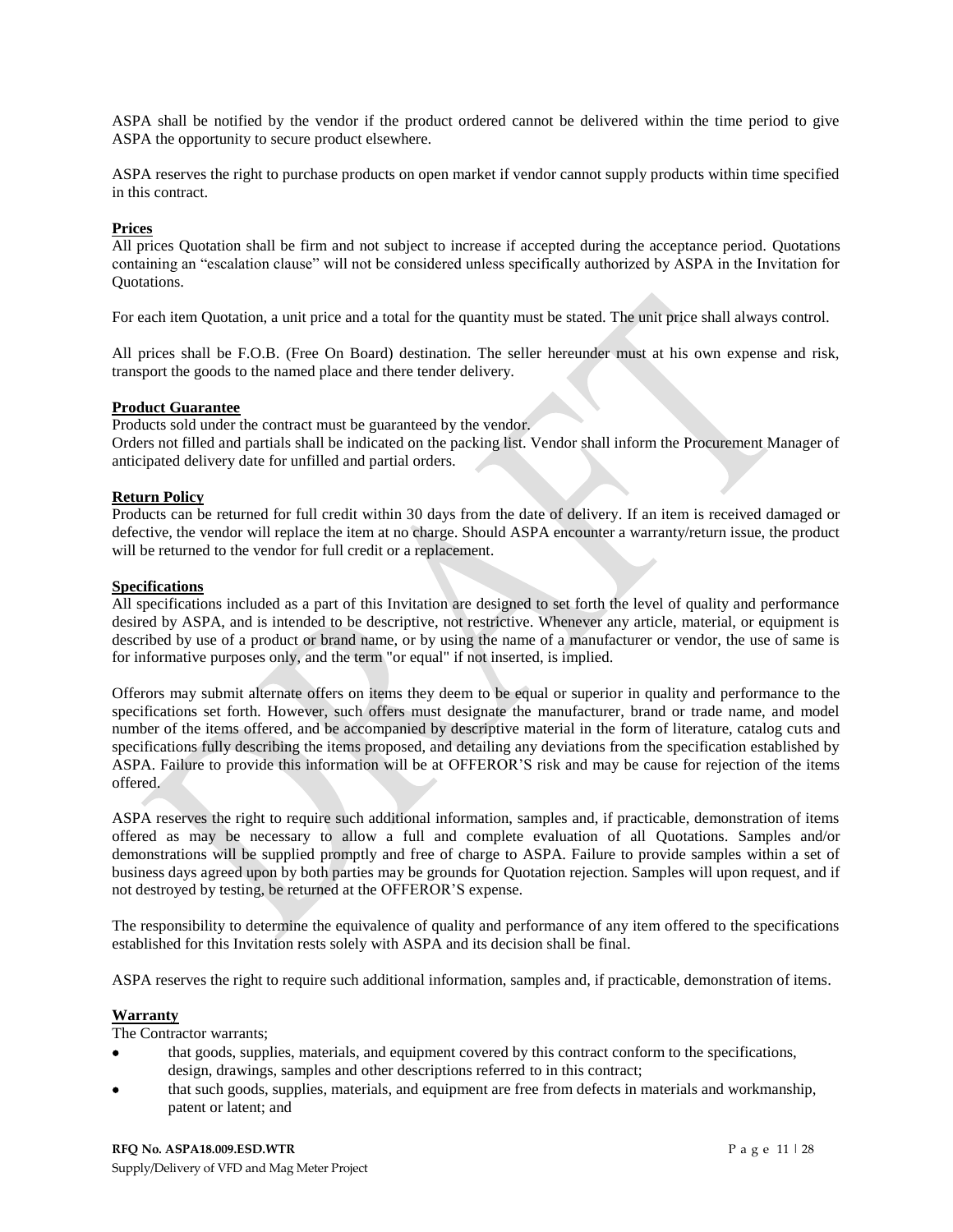ASPA shall be notified by the vendor if the product ordered cannot be delivered within the time period to give ASPA the opportunity to secure product elsewhere.

ASPA reserves the right to purchase products on open market if vendor cannot supply products within time specified in this contract.

**Prices**

All prices Quotation shall be firm and not subject to increase if accepted during the acceptance period. Quotations containing an "escalation clause" will not be considered unless specifically authorized by ASPA in the Invitation for Quotations.

For each item Quotation, a unit price and a total for the quantity must be stated. The unit price shall always control.

All prices shall be F.O.B. (Free On Board) destination. The seller hereunder must at his own expense and risk, transport the goods to the named place and there tender delivery.

**Product Guarantee**

Products sold under the contract must be guaranteed by the vendor.
Orders not filled and partials shall be indicated on the packing list. Vendor shall inform the Procurement Manager of anticipated delivery date for unfilled and partial orders.

**Return Policy**

Products can be returned for full credit within 30 days from the date of delivery. If an item is received damaged or defective, the vendor will replace the item at no charge. Should ASPA encounter a warranty/return issue, the product will be returned to the vendor for full credit or a replacement.

**Specifications**

All specifications included as a part of this Invitation are designed to set forth the level of quality and performance desired by ASPA, and is intended to be descriptive, not restrictive. Whenever any article, material, or equipment is described by use of a product or brand name, or by using the name of a manufacturer or vendor, the use of same is for informative purposes only, and the term "or equal" if not inserted, is implied.

Offerors may submit alternate offers on items they deem to be equal or superior in quality and performance to the specifications set forth. However, such offers must designate the manufacturer, brand or trade name, and model number of the items offered, and be accompanied by descriptive material in the form of literature, catalog cuts and specifications fully describing the items proposed, and detailing any deviations from the specification established by ASPA. Failure to provide this information will be at OFFEROR'S risk and may be cause for rejection of the items offered.

ASPA reserves the right to require such additional information, samples and, if practicable, demonstration of items offered as may be necessary to allow a full and complete evaluation of all Quotations. Samples and/or demonstrations will be supplied promptly and free of charge to ASPA. Failure to provide samples within a set of business days agreed upon by both parties may be grounds for Quotation rejection. Samples will upon request, and if not destroyed by testing, be returned at the OFFEROR'S expense.

The responsibility to determine the equivalence of quality and performance of any item offered to the specifications established for this Invitation rests solely with ASPA and its decision shall be final.

ASPA reserves the right to require such additional information, samples and, if practicable, demonstration of items.

**Warranty**

The Contractor warrants;

- that goods, supplies, materials, and equipment covered by this contract conform to the specifications, design, drawings, samples and other descriptions referred to in this contract;
- that such goods, supplies, materials, and equipment are free from defects in materials and workmanship, patent or latent; and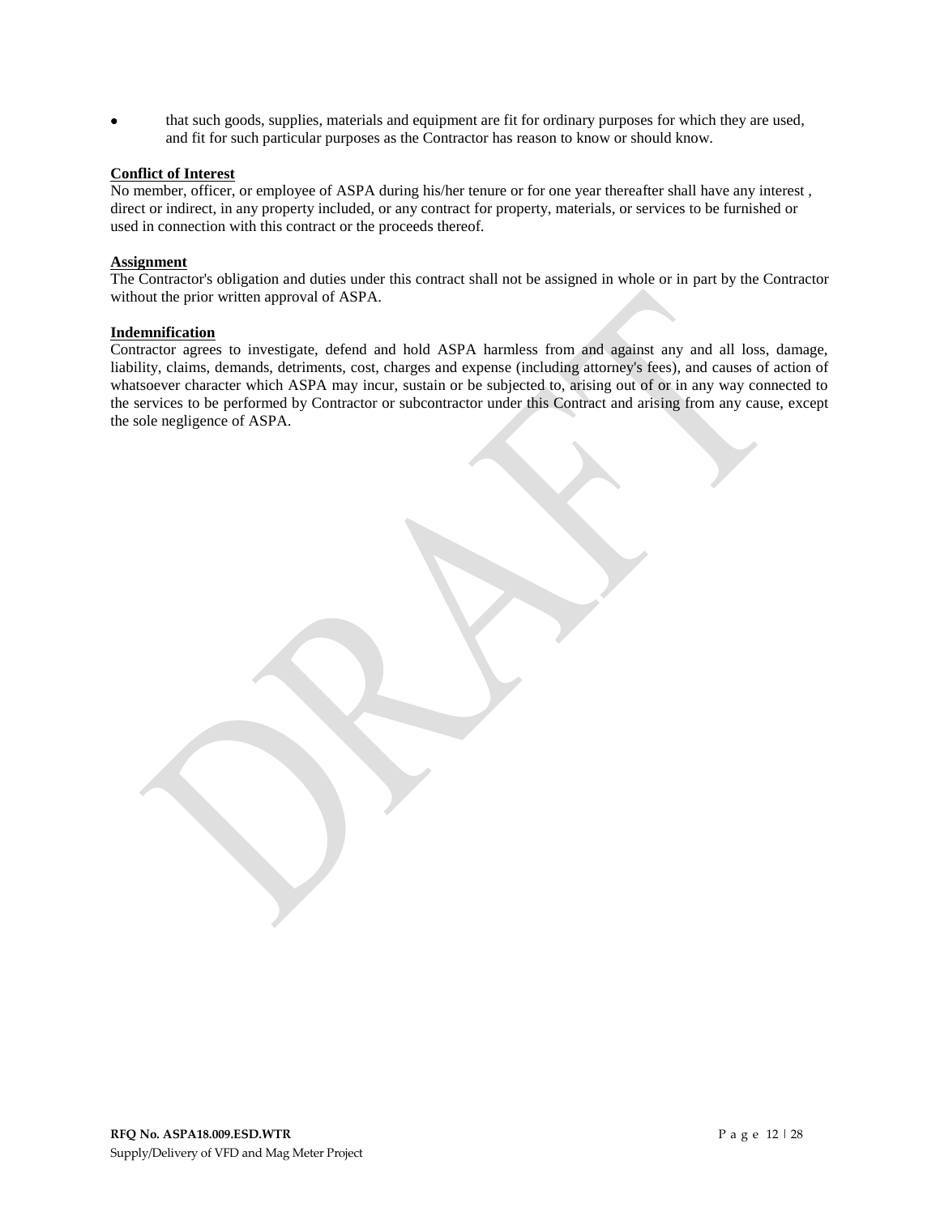- that such goods, supplies, materials and equipment are fit for ordinary purposes for which they are used, and fit for such particular purposes as the Contractor has reason to know or should know.

**Conflict of Interest**

No member, officer, or employee of ASPA during his/her tenure or for one year thereafter shall have any interest , direct or indirect, in any property included, or any contract for property, materials, or services to be furnished or used in connection with this contract or the proceeds thereof.

**Assignment**

The Contractor's obligation and duties under this contract shall not be assigned in whole or in part by the Contractor without the prior written approval of ASPA.

**Indemnification**

Contractor agrees to investigate, defend and hold ASPA harmless from and against any and all loss, damage, liability, claims, demands, detriments, cost, charges and expense (including attorney's fees), and causes of action of whatsoever character which ASPA may incur, sustain or be subjected to, arising out of or in any way connected to the services to be performed by Contractor or subcontractor under this Contract and arising from any cause, except the sole negligence of ASPA.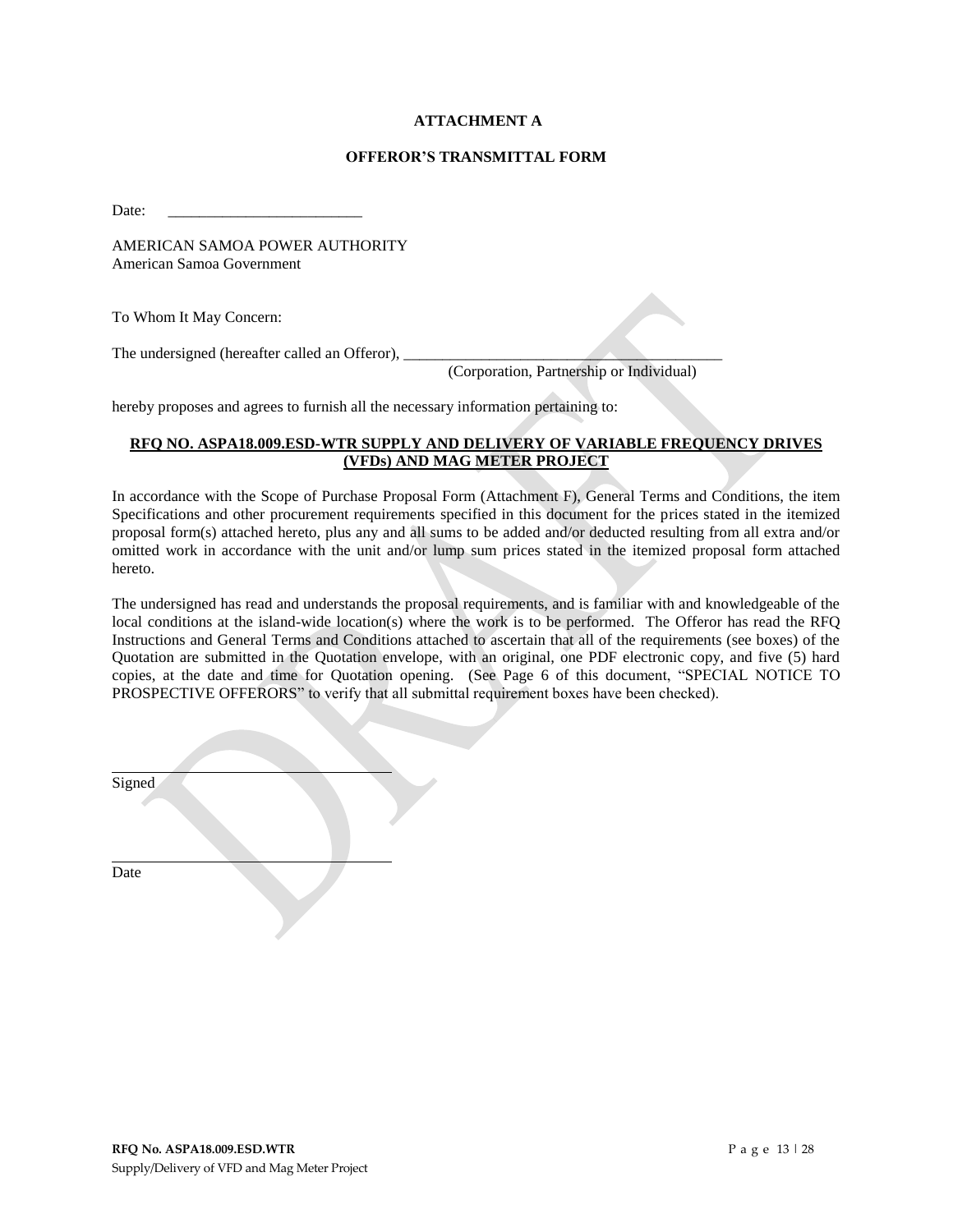**ATTACHMENT A**

**OFFEROR'S TRANSMITTAL FORM**

Date: _________________________

AMERICAN SAMOA POWER AUTHORITY
American Samoa Government

To Whom It May Concern:

The undersigned (hereafter called an Offeror), _________________________________________
(Corporation, Partnership or Individual)

hereby proposes and agrees to furnish all the necessary information pertaining to:

**RFQ NO. ASPA18.009.ESD-WTR SUPPLY AND DELIVERY OF VARIABLE FREQUENCY DRIVES (VFDs) AND MAG METER PROJECT**

In accordance with the Scope of Purchase Proposal Form (Attachment F), General Terms and Conditions, the item Specifications and other procurement requirements specified in this document for the prices stated in the itemized proposal form(s) attached hereto, plus any and all sums to be added and/or deducted resulting from all extra and/or omitted work in accordance with the unit and/or lump sum prices stated in the itemized proposal form attached hereto.

The undersigned has read and understands the proposal requirements, and is familiar with and knowledgeable of the local conditions at the island-wide location(s) where the work is to be performed. The Offeror has read the RFQ Instructions and General Terms and Conditions attached to ascertain that all of the requirements (see boxes) of the Quotation are submitted in the Quotation envelope, with an original, one PDF electronic copy, and five (5) hard copies, at the date and time for Quotation opening. (See Page 6 of this document, "SPECIAL NOTICE TO PROSPECTIVE OFFERORS" to verify that all submittal requirement boxes have been checked).

_____________________________________
Signed

_____________________________________
Date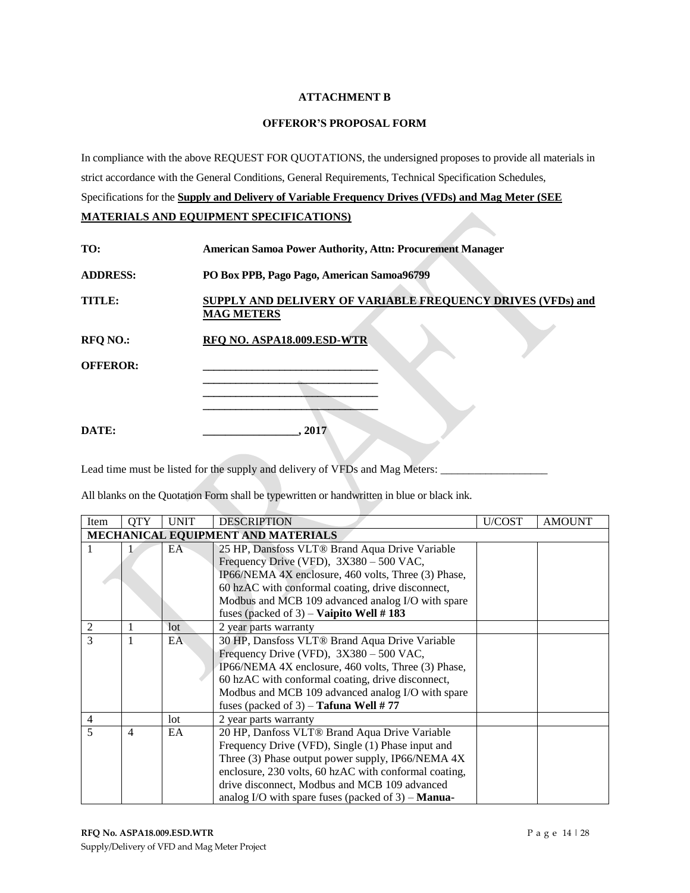**ATTACHMENT B**

**OFFEROR'S PROPOSAL FORM**

In compliance with the above REQUEST FOR QUOTATIONS, the undersigned proposes to provide all materials in strict accordance with the General Conditions, General Requirements, Technical Specification Schedules, Specifications for the **Supply and Delivery of Variable Frequency Drives (VFDs) and Mag Meter (SEE MATERIALS AND EQUIPMENT SPECIFICATIONS)**

**TO:** **American Samoa Power Authority, Attn: Procurement Manager**

**ADDRESS:** **PO Box PPB, Pago Pago, American Samoa96799**

**TITLE:** **SUPPLY AND DELIVERY OF VARIABLE FREQUENCY DRIVES (VFDs) and MAG METERS**

**RFQ NO.:** **RFQ NO. ASPA18.009.ESD-WTR**

**OFFEROR:** ________________________________
________________________________
________________________________
________________________________

**DATE:** _________________, 2017

Lead time must be listed for the supply and delivery of VFDs and Mag Meters: ___________________

All blanks on the Quotation Form shall be typewritten or handwritten in blue or black ink.

| Item | QTY | UNIT | DESCRIPTION | U/COST | AMOUNT |
|---|---|---|---|---|---|
| **MECHANICAL EQUIPMENT AND MATERIALS** | | | | | |
| 1 | 1 | EA | 25 HP, Dansfoss VLT® Brand Aqua Drive Variable Frequency Drive (VFD), 3X380 – 500 VAC, IP66/NEMA 4X enclosure, 460 volts, Three (3) Phase, 60 hzAC with conformal coating, drive disconnect, Modbus and MCB 109 advanced analog I/O with spare fuses (packed of 3) – **Vaipito Well # 183** | | |
| 2 | 1 | lot | 2 year parts warranty | | |
| 3 | 1 | EA | 30 HP, Dansfoss VLT® Brand Aqua Drive Variable Frequency Drive (VFD), 3X380 – 500 VAC, IP66/NEMA 4X enclosure, 460 volts, Three (3) Phase, 60 hzAC with conformal coating, drive disconnect, Modbus and MCB 109 advanced analog I/O with spare fuses (packed of 3) – **Tafuna Well # 77** | | |
| 4 | | lot | 2 year parts warranty | | |
| 5 | 4 | EA | 20 HP, Danfoss VLT® Brand Aqua Drive Variable Frequency Drive (VFD), Single (1) Phase input and Three (3) Phase output power supply, IP66/NEMA 4X enclosure, 230 volts, 60 hzAC with conformal coating, drive disconnect, Modbus and MCB 109 advanced analog I/O with spare fuses (packed of 3) – **Manua-** | | |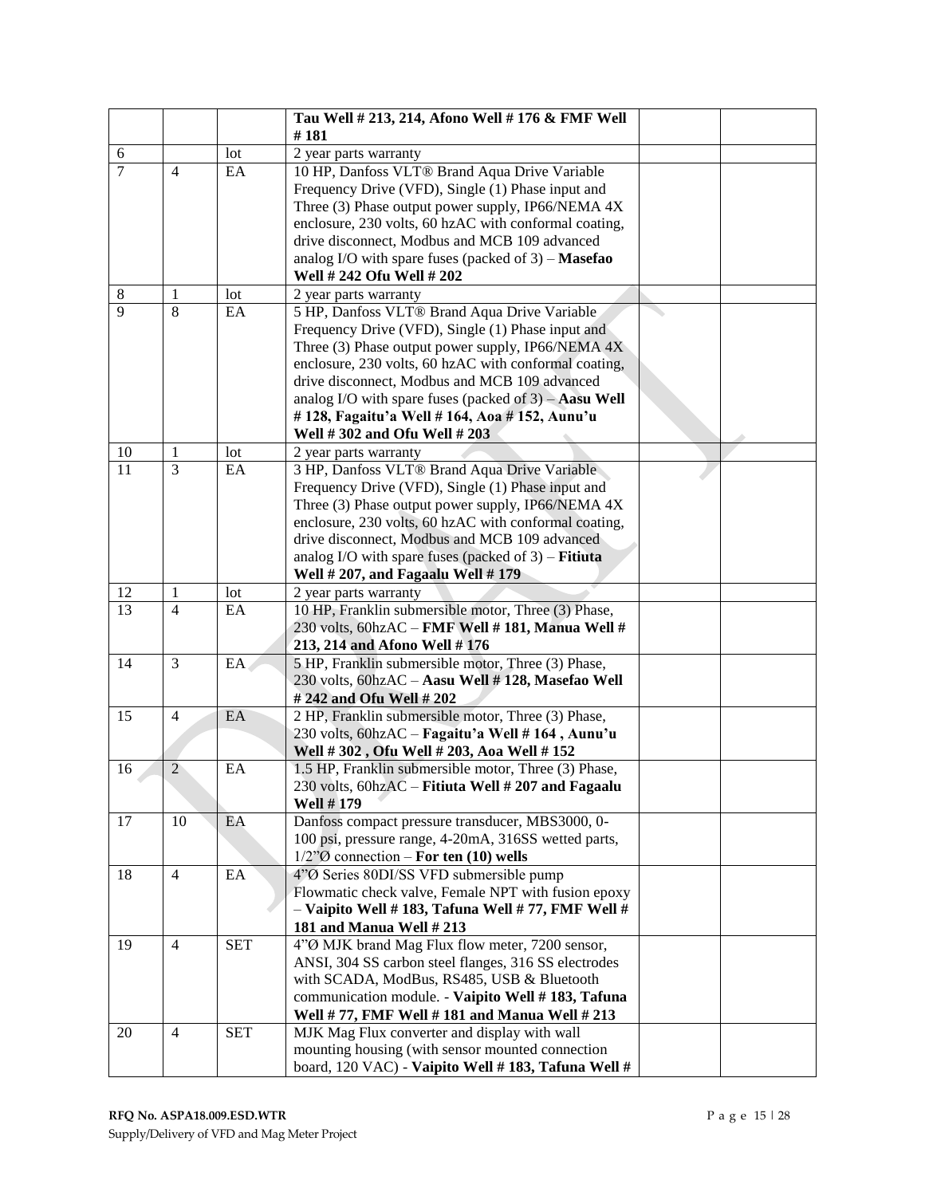| | | | | | |
|---|---|---|---|---|---|
| | | | **Tau Well # 213, 214, Afono Well # 176 & FMF Well # 181** | | |
| 6 | | lot | 2 year parts warranty | | |
| 7 | 4 | EA | 10 HP, Danfoss VLT® Brand Aqua Drive Variable Frequency Drive (VFD), Single (1) Phase input and Three (3) Phase output power supply, IP66/NEMA 4X enclosure, 230 volts, 60 hzAC with conformal coating, drive disconnect, Modbus and MCB 109 advanced analog I/O with spare fuses (packed of 3) – **Masefao Well # 242 Ofu Well # 202** | | |
| 8 | 1 | lot | 2 year parts warranty | | |
| 9 | 8 | EA | 5 HP, Danfoss VLT® Brand Aqua Drive Variable Frequency Drive (VFD), Single (1) Phase input and Three (3) Phase output power supply, IP66/NEMA 4X enclosure, 230 volts, 60 hzAC with conformal coating, drive disconnect, Modbus and MCB 109 advanced analog I/O with spare fuses (packed of 3) – **Aasu Well # 128, Fagaitu'a Well # 164, Aoa # 152, Aunu'u Well # 302 and Ofu Well # 203** | | |
| 10 | 1 | lot | 2 year parts warranty | | |
| 11 | 3 | EA | 3 HP, Danfoss VLT® Brand Aqua Drive Variable Frequency Drive (VFD), Single (1) Phase input and Three (3) Phase output power supply, IP66/NEMA 4X enclosure, 230 volts, 60 hzAC with conformal coating, drive disconnect, Modbus and MCB 109 advanced analog I/O with spare fuses (packed of 3) – **Fitiuta Well # 207, and Fagaalu Well # 179** | | |
| 12 | 1 | lot | 2 year parts warranty | | |
| 13 | 4 | EA | 10 HP, Franklin submersible motor, Three (3) Phase, 230 volts, 60hzAC – **FMF Well # 181, Manua Well # 213, 214 and Afono Well # 176** | | |
| 14 | 3 | EA | 5 HP, Franklin submersible motor, Three (3) Phase, 230 volts, 60hzAC – **Aasu Well # 128, Masefao Well # 242 and Ofu Well # 202** | | |
| 15 | 4 | EA | 2 HP, Franklin submersible motor, Three (3) Phase, 230 volts, 60hzAC – **Fagaitu'a Well # 164 , Aunu'u Well # 302 , Ofu Well # 203, Aoa Well # 152** | | |
| 16 | 2 | EA | 1.5 HP, Franklin submersible motor, Three (3) Phase, 230 volts, 60hzAC – **Fitiuta Well # 207 and Fagaalu Well # 179** | | |
| 17 | 10 | EA | Danfoss compact pressure transducer, MBS3000, 0-100 psi, pressure range, 4-20mA, 316SS wetted parts, 1/2"Ø connection – **For ten (10) wells** | | |
| 18 | 4 | EA | 4"Ø Series 80DI/SS VFD submersible pump Flowmatic check valve, Female NPT with fusion epoxy – **Vaipito Well # 183, Tafuna Well # 77, FMF Well # 181 and Manua Well # 213** | | |
| 19 | 4 | SET | 4"Ø MJK brand Mag Flux flow meter, 7200 sensor, ANSI, 304 SS carbon steel flanges, 316 SS electrodes with SCADA, ModBus, RS485, USB & Bluetooth communication module. - **Vaipito Well # 183, Tafuna Well # 77, FMF Well # 181 and Manua Well # 213** | | |
| 20 | 4 | SET | MJK Mag Flux converter and display with wall mounting housing (with sensor mounted connection board, 120 VAC) - **Vaipito Well # 183, Tafuna Well #** | | |

**RFQ No. ASPA18.009.ESD.WTR**

Supply/Delivery of VFD and Mag Meter Project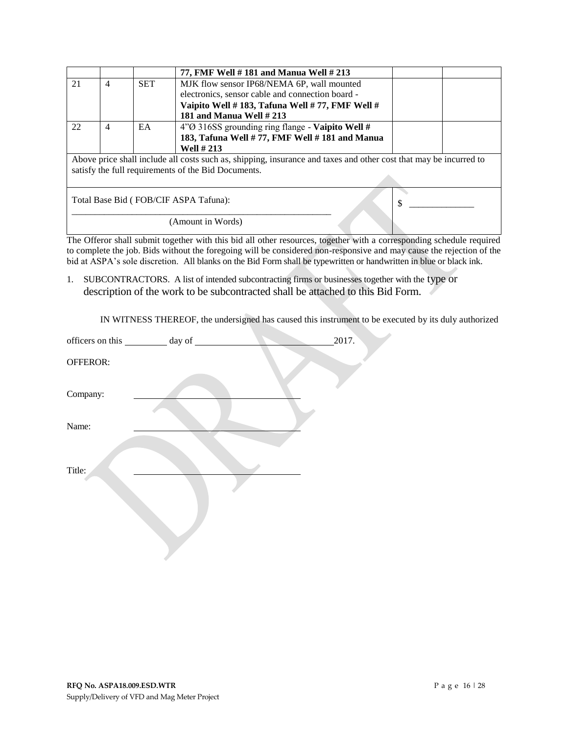| | | | 77, FMF Well # 181 and Manua Well # 213 | | |
|---|---|---|---|---|---|
| 21 | 4 | SET | MJK flow sensor IP68/NEMA 6P, wall mounted electronics, sensor cable and connection board - **Vaipito Well # 183, Tafuna Well # 77, FMF Well # 181 and Manua Well # 213** | | |
| 22 | 4 | EA | 4"Ø 316SS grounding ring flange - **Vaipito Well # 183, Tafuna Well # 77, FMF Well # 181 and Manua Well # 213** | | |

Above price shall include all costs such as, shipping, insurance and taxes and other cost that may be incurred to satisfy the full requirements of the Bid Documents.

Total Base Bid ( FOB/CIF ASPA Tafuna): $ ______________

__________________________________________________________
(Amount in Words)

The Offeror shall submit together with this bid all other resources, together with a corresponding schedule required to complete the job. Bids without the foregoing will be considered non-responsive and may cause the rejection of the bid at ASPA's sole discretion. All blanks on the Bid Form shall be typewritten or handwritten in blue or black ink.

1. SUBCONTRACTORS. A list of intended subcontracting firms or businesses together with the type or description of the work to be subcontracted shall be attached to this Bid Form.

IN WITNESS THEREOF, the undersigned has caused this instrument to be executed by its duly authorized officers on this _________ day of ______________________________ 2017.

OFFEROR:

Company: ____________________________________

Name: ____________________________________

Title: ____________________________________

**RFQ No. ASPA18.009.ESD.WTR**
Supply/Delivery of VFD and Mag Meter Project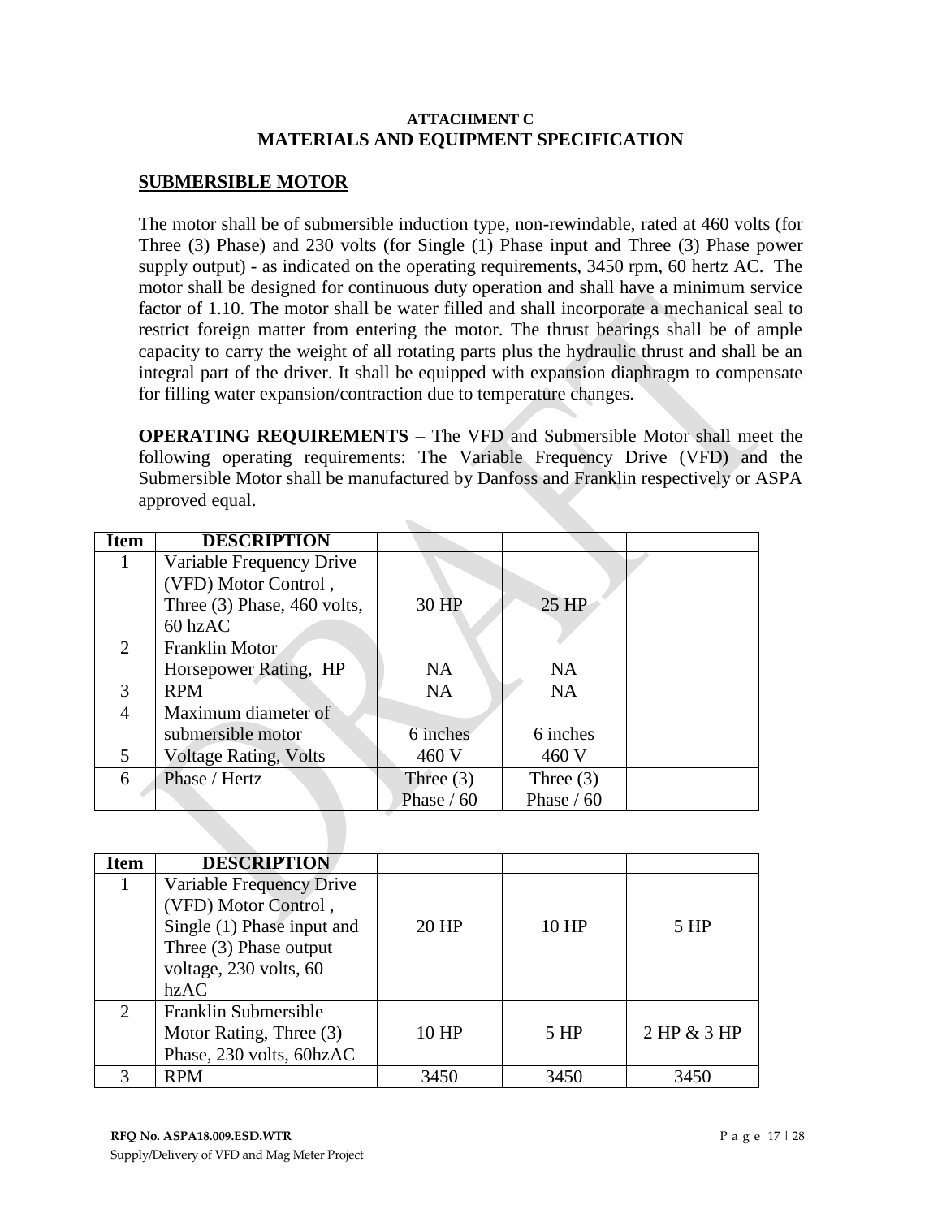## ATTACHMENT C
## MATERIALS AND EQUIPMENT SPECIFICATION

### SUBMERSIBLE MOTOR

The motor shall be of submersible induction type, non-rewindable, rated at 460 volts (for Three (3) Phase) and 230 volts (for Single (1) Phase input and Three (3) Phase power supply output) - as indicated on the operating requirements, 3450 rpm, 60 hertz AC. The motor shall be designed for continuous duty operation and shall have a minimum service factor of 1.10. The motor shall be water filled and shall incorporate a mechanical seal to restrict foreign matter from entering the motor. The thrust bearings shall be of ample capacity to carry the weight of all rotating parts plus the hydraulic thrust and shall be an integral part of the driver. It shall be equipped with expansion diaphragm to compensate for filling water expansion/contraction due to temperature changes.

**OPERATING REQUIREMENTS** – The VFD and Submersible Motor shall meet the following operating requirements: The Variable Frequency Drive (VFD) and the Submersible Motor shall be manufactured by Danfoss and Franklin respectively or ASPA approved equal.

| Item | DESCRIPTION | | | |
|---|---|---|---|---|
| 1 | Variable Frequency Drive (VFD) Motor Control , Three (3) Phase, 460 volts, 60 hzAC | 30 HP | 25 HP | |
| 2 | Franklin Motor Horsepower Rating, HP | NA | NA | |
| 3 | RPM | NA | NA | |
| 4 | Maximum diameter of submersible motor | 6 inches | 6 inches | |
| 5 | Voltage Rating, Volts | 460 V | 460 V | |
| 6 | Phase / Hertz | Three (3) Phase / 60 | Three (3) Phase / 60 | |

| Item | DESCRIPTION | | | |
|---|---|---|---|---|
| 1 | Variable Frequency Drive (VFD) Motor Control , Single (1) Phase input and Three (3) Phase output voltage, 230 volts, 60 hzAC | 20 HP | 10 HP | 5 HP |
| 2 | Franklin Submersible Motor Rating, Three (3) Phase, 230 volts, 60hzAC | 10 HP | 5 HP | 2 HP & 3 HP |
| 3 | RPM | 3450 | 3450 | 3450 |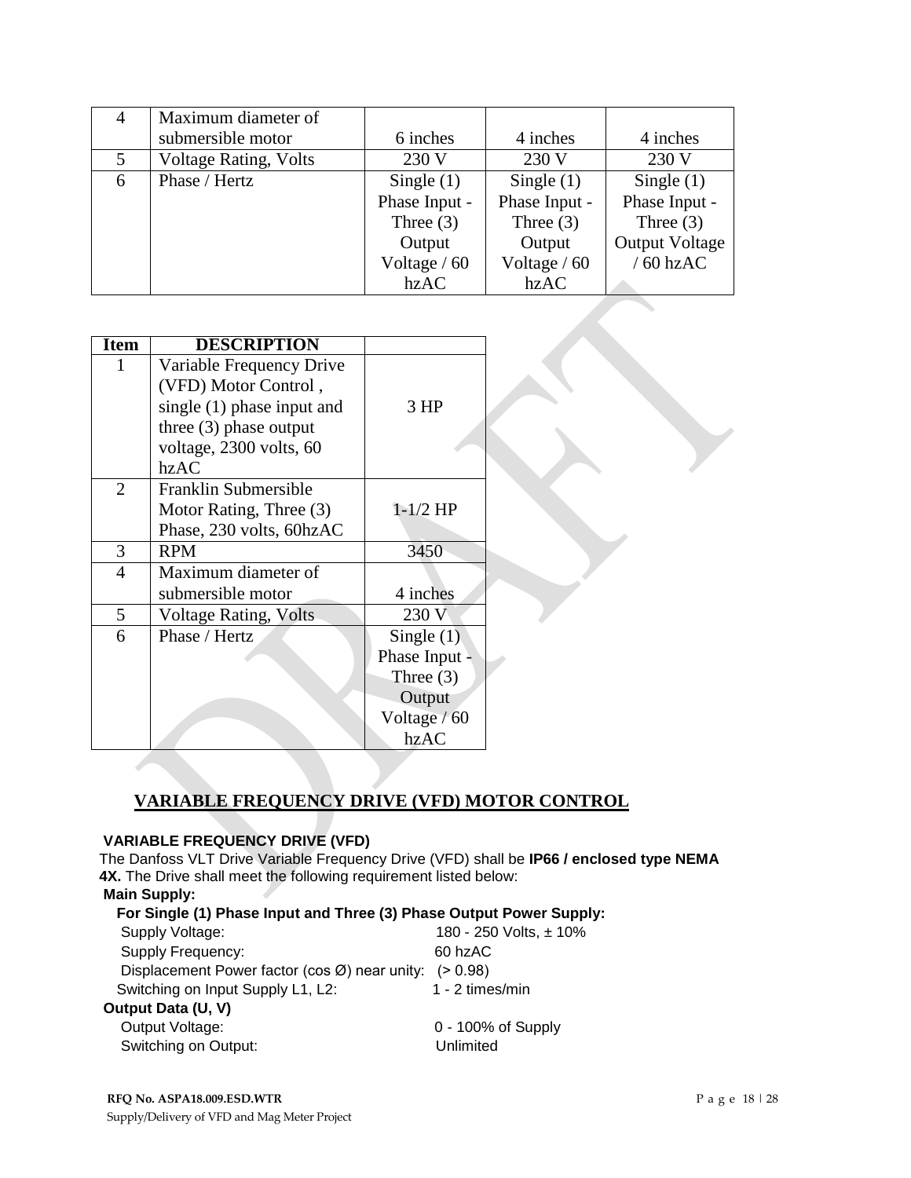| 4 | Maximum diameter of submersible motor | 6 inches | 4 inches | 4 inches |
|---|---|---|---|---|
| 5 | Voltage Rating, Volts | 230 V | 230 V | 230 V |
| 6 | Phase / Hertz | Single (1) Phase Input - Three (3) Output Voltage / 60 hzAC | Single (1) Phase Input - Three (3) Output Voltage / 60 hzAC | Single (1) Phase Input - Three (3) Output Voltage / 60 hzAC |

| Item | DESCRIPTION | |
|---|---|---|
| 1 | Variable Frequency Drive (VFD) Motor Control , single (1) phase input and three (3) phase output voltage, 2300 volts, 60 hzAC | 3 HP |
| 2 | Franklin Submersible Motor Rating, Three (3) Phase, 230 volts, 60hzAC | 1-1/2 HP |
| 3 | RPM | 3450 |
| 4 | Maximum diameter of submersible motor | 4 inches |
| 5 | Voltage Rating, Volts | 230 V |
| 6 | Phase / Hertz | Single (1) Phase Input - Three (3) Output Voltage / 60 hzAC |

## VARIABLE FREQUENCY DRIVE (VFD) MOTOR CONTROL

**VARIABLE FREQUENCY DRIVE (VFD)**

The Danfoss VLT Drive Variable Frequency Drive (VFD) shall be **IP66 / enclosed type NEMA 4X.** The Drive shall meet the following requirement listed below:

**Main Supply:**

**For Single (1) Phase Input and Three (3) Phase Output Power Supply:**

Supply Voltage: 180 - 250 Volts, ± 10%

Supply Frequency: 60 hzAC

Displacement Power factor (cos Ø) near unity: (> 0.98)

Switching on Input Supply L1, L2: 1 - 2 times/min

**Output Data (U, V)**

Output Voltage: 0 - 100% of Supply

Switching on Output: Unlimited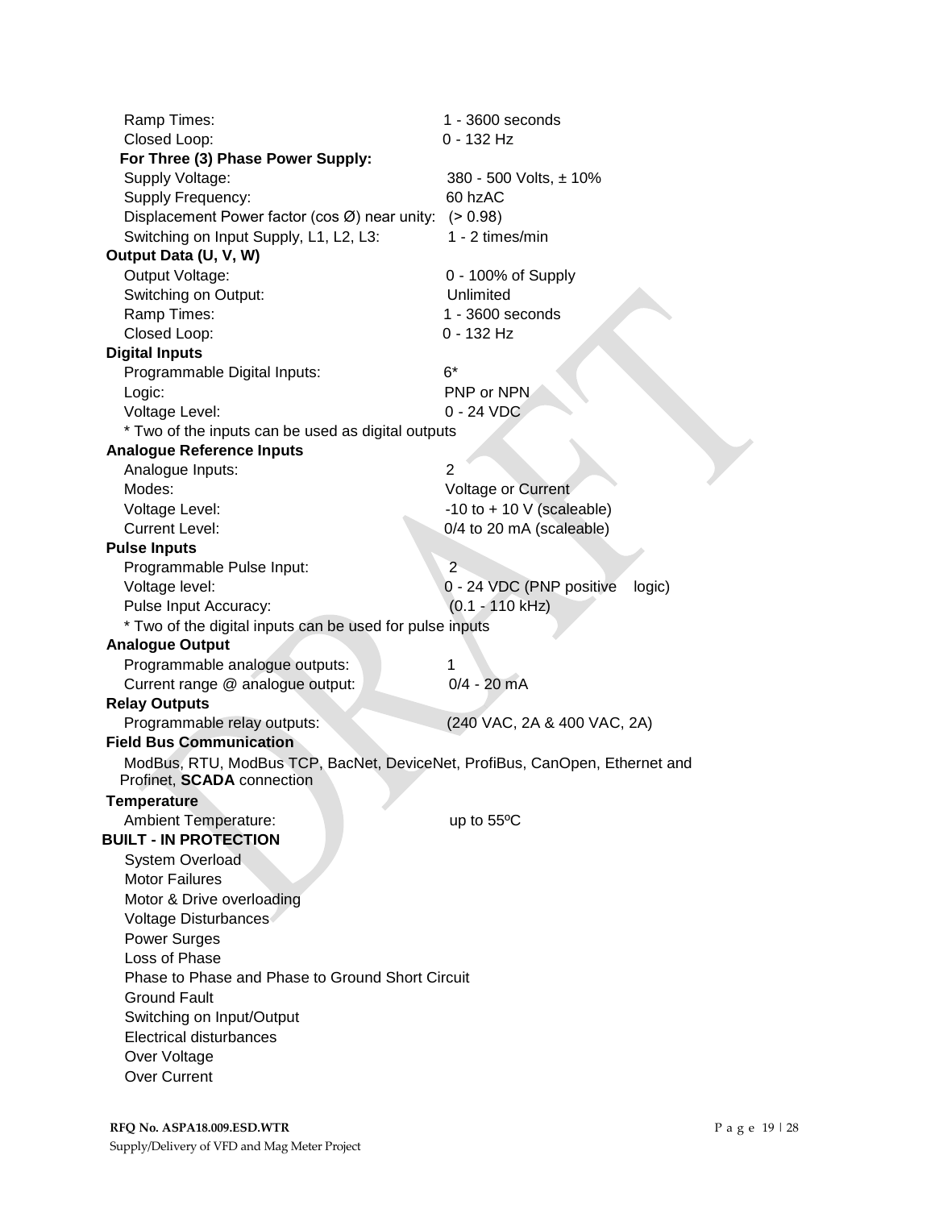Ramp Times: 1 - 3600 seconds
Closed Loop: 0 - 132 Hz

**For Three (3) Phase Power Supply:**

Supply Voltage: 380 - 500 Volts, ± 10%
Supply Frequency: 60 hzAC
Displacement Power factor (cos Ø) near unity: (> 0.98)
Switching on Input Supply, L1, L2, L3: 1 - 2 times/min

**Output Data (U, V, W)**

Output Voltage: 0 - 100% of Supply
Switching on Output: Unlimited
Ramp Times: 1 - 3600 seconds
Closed Loop: 0 - 132 Hz

**Digital Inputs**

Programmable Digital Inputs: 6*
Logic: PNP or NPN
Voltage Level: 0 - 24 VDC
* Two of the inputs can be used as digital outputs

**Analogue Reference Inputs**

Analogue Inputs: 2
Modes: Voltage or Current
Voltage Level: -10 to + 10 V (scaleable)
Current Level: 0/4 to 20 mA (scaleable)

**Pulse Inputs**

Programmable Pulse Input: 2
Voltage level: 0 - 24 VDC (PNP positive logic)
Pulse Input Accuracy: (0.1 - 110 kHz)
* Two of the digital inputs can be used for pulse inputs

**Analogue Output**

Programmable analogue outputs: 1
Current range @ analogue output: 0/4 - 20 mA

**Relay Outputs**

Programmable relay outputs: (240 VAC, 2A & 400 VAC, 2A)

**Field Bus Communication**

ModBus, RTU, ModBus TCP, BacNet, DeviceNet, ProfiBus, CanOpen, Ethernet and Profinet, **SCADA** connection

**Temperature**

Ambient Temperature: up to 55ºC

**BUILT - IN PROTECTION**

System Overload
Motor Failures
Motor & Drive overloading
Voltage Disturbances
Power Surges
Loss of Phase
Phase to Phase and Phase to Ground Short Circuit
Ground Fault
Switching on Input/Output
Electrical disturbances
Over Voltage
Over Current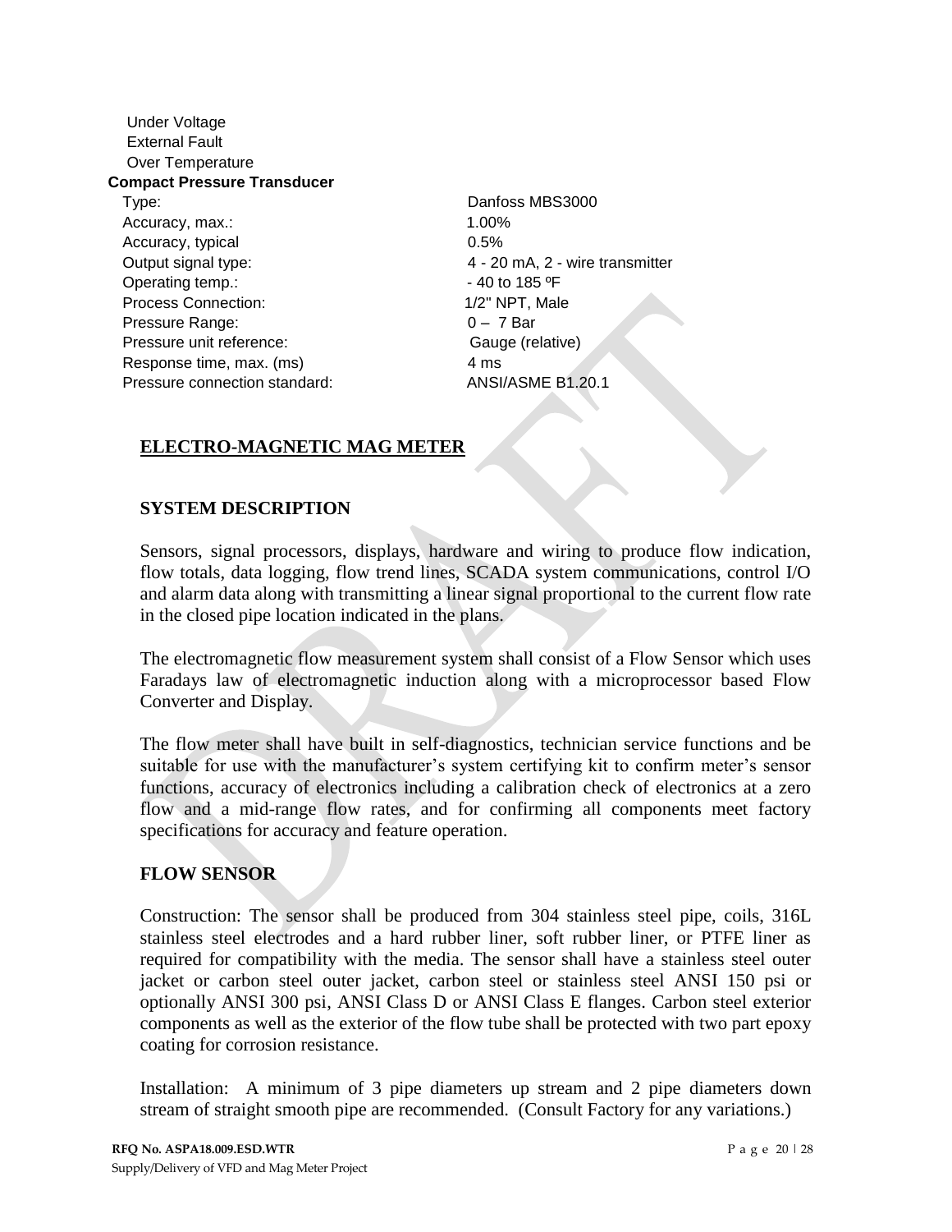Under Voltage
External Fault
Over Temperature

**Compact Pressure Transducer**

| | |
|---|---|
| Type: | Danfoss MBS3000 |
| Accuracy, max.: | 1.00% |
| Accuracy, typical | 0.5% |
| Output signal type: | 4 - 20 mA, 2 - wire transmitter |
| Operating temp.: | - 40 to 185 ºF |
| Process Connection: | 1/2" NPT, Male |
| Pressure Range: | 0 – 7 Bar |
| Pressure unit reference: | Gauge (relative) |
| Response time, max. (ms) | 4 ms |
| Pressure connection standard: | ANSI/ASME B1.20.1 |

## ELECTRO-MAGNETIC MAG METER

### SYSTEM DESCRIPTION

Sensors, signal processors, displays, hardware and wiring to produce flow indication, flow totals, data logging, flow trend lines, SCADA system communications, control I/O and alarm data along with transmitting a linear signal proportional to the current flow rate in the closed pipe location indicated in the plans.

The electromagnetic flow measurement system shall consist of a Flow Sensor which uses Faradays law of electromagnetic induction along with a microprocessor based Flow Converter and Display.

The flow meter shall have built in self-diagnostics, technician service functions and be suitable for use with the manufacturer's system certifying kit to confirm meter's sensor functions, accuracy of electronics including a calibration check of electronics at a zero flow and a mid-range flow rates, and for confirming all components meet factory specifications for accuracy and feature operation.

### FLOW SENSOR

Construction: The sensor shall be produced from 304 stainless steel pipe, coils, 316L stainless steel electrodes and a hard rubber liner, soft rubber liner, or PTFE liner as required for compatibility with the media. The sensor shall have a stainless steel outer jacket or carbon steel outer jacket, carbon steel or stainless steel ANSI 150 psi or optionally ANSI 300 psi, ANSI Class D or ANSI Class E flanges. Carbon steel exterior components as well as the exterior of the flow tube shall be protected with two part epoxy coating for corrosion resistance.

Installation: A minimum of 3 pipe diameters up stream and 2 pipe diameters down stream of straight smooth pipe are recommended. (Consult Factory for any variations.)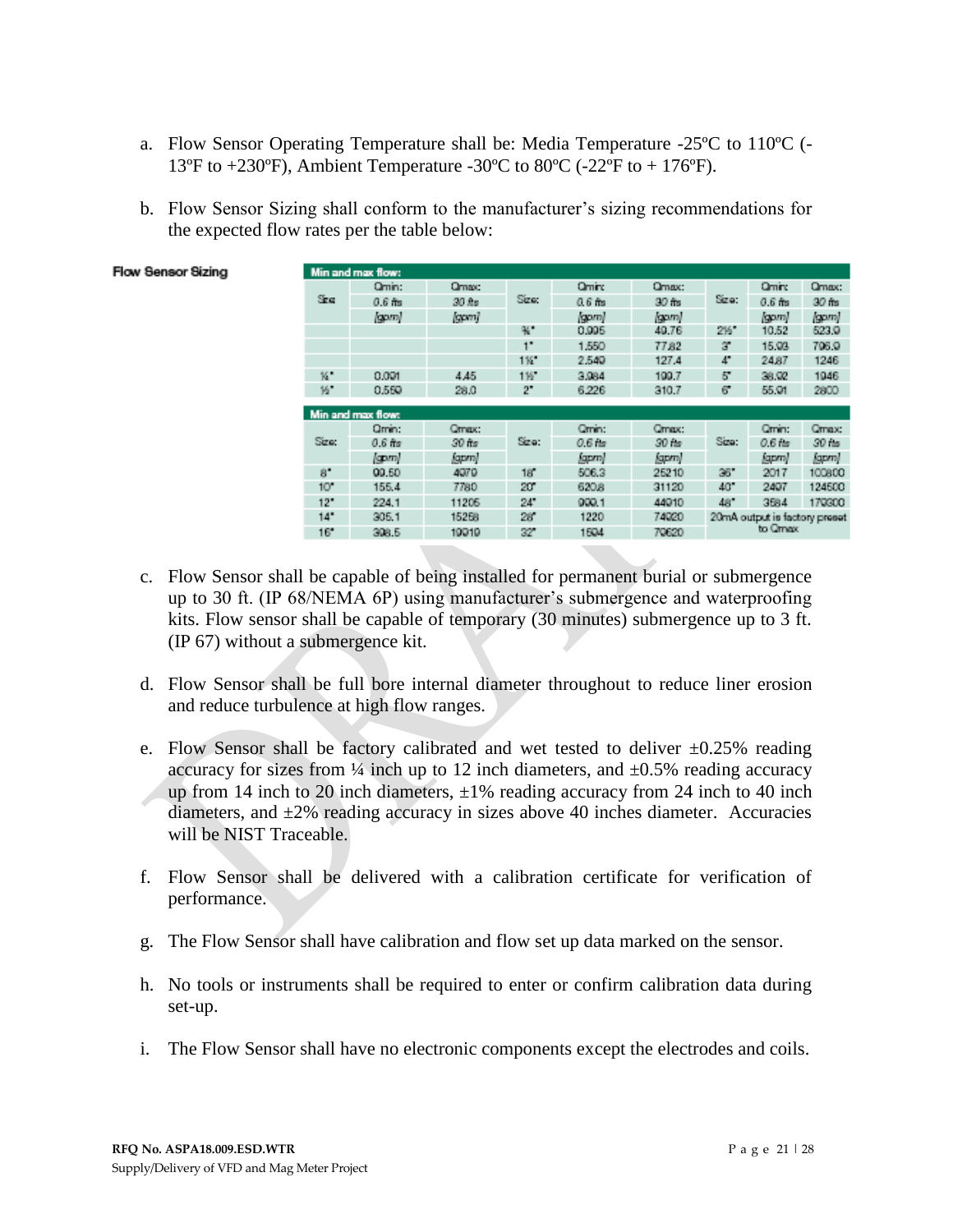a. Flow Sensor Operating Temperature shall be: Media Temperature -25ºC to 110ºC (-13ºF to +230ºF), Ambient Temperature -30ºC to 80ºC (-22ºF to + 176ºF).

b. Flow Sensor Sizing shall conform to the manufacturer's sizing recommendations for the expected flow rates per the table below:

**Flow Sensor Sizing**

| Min and max flow: | | | | | | | | |
|---|---|---|---|---|---|---|---|---|
| Size | Qmin: 0.6 ft/s [gpm] | Qmax: 30 ft/s [gpm] | Size: | Qmin: 0.6 ft/s [gpm] | Qmax: 30 ft/s [gpm] | Size: | Qmin: 0.6 ft/s [gpm] | Qmax: 30 ft/s [gpm] |
| | | | ¾" | 0.995 | 49.76 | 2½" | 10.52 | 523.9 |
| | | | 1" | 1.550 | 77.82 | 3" | 15.93 | 796.9 |
| | | | 1¼" | 2.540 | 127.4 | 4" | 24.87 | 1246 |
| ¼" | 0.091 | 4.45 | 1½" | 3.984 | 199.7 | 5" | 38.92 | 1946 |
| ½" | 0.559 | 28.0 | 2" | 6.226 | 310.7 | 6" | 55.91 | 2800 |

| Min and max flow: | | | | | | | | |
|---|---|---|---|---|---|---|---|---|
| Size: | Qmin: 0.6 ft/s [gpm] | Qmax: 30 ft/s [gpm] | Size: | Qmin: 0.6 ft/s [gpm] | Qmax: 30 ft/s [gpm] | Size: | Qmin: 0.6 ft/s [gpm] | Qmax: 30 ft/s [gpm] |
| 8" | 99.50 | 4979 | 18" | 506.3 | 25210 | 36" | 2017 | 100800 |
| 10" | 155.4 | 7780 | 20" | 620.8 | 31120 | 40" | 2497 | 124500 |
| 12" | 224.1 | 11205 | 24" | 999.1 | 44910 | 48" | 3584 | 179300 |
| 14" | 305.1 | 15258 | 28" | 1220 | 74920 | 20mA output is factory preset to Qmax | | |
| 16" | 398.5 | 19919 | 32" | 1594 | 79620 | | | |

c. Flow Sensor shall be capable of being installed for permanent burial or submergence up to 30 ft. (IP 68/NEMA 6P) using manufacturer's submergence and waterproofing kits. Flow sensor shall be capable of temporary (30 minutes) submergence up to 3 ft. (IP 67) without a submergence kit.

d. Flow Sensor shall be full bore internal diameter throughout to reduce liner erosion and reduce turbulence at high flow ranges.

e. Flow Sensor shall be factory calibrated and wet tested to deliver ±0.25% reading accuracy for sizes from ¼ inch up to 12 inch diameters, and ±0.5% reading accuracy up from 14 inch to 20 inch diameters, ±1% reading accuracy from 24 inch to 40 inch diameters, and ±2% reading accuracy in sizes above 40 inches diameter. Accuracies will be NIST Traceable.

f. Flow Sensor shall be delivered with a calibration certificate for verification of performance.

g. The Flow Sensor shall have calibration and flow set up data marked on the sensor.

h. No tools or instruments shall be required to enter or confirm calibration data during set-up.

i. The Flow Sensor shall have no electronic components except the electrodes and coils.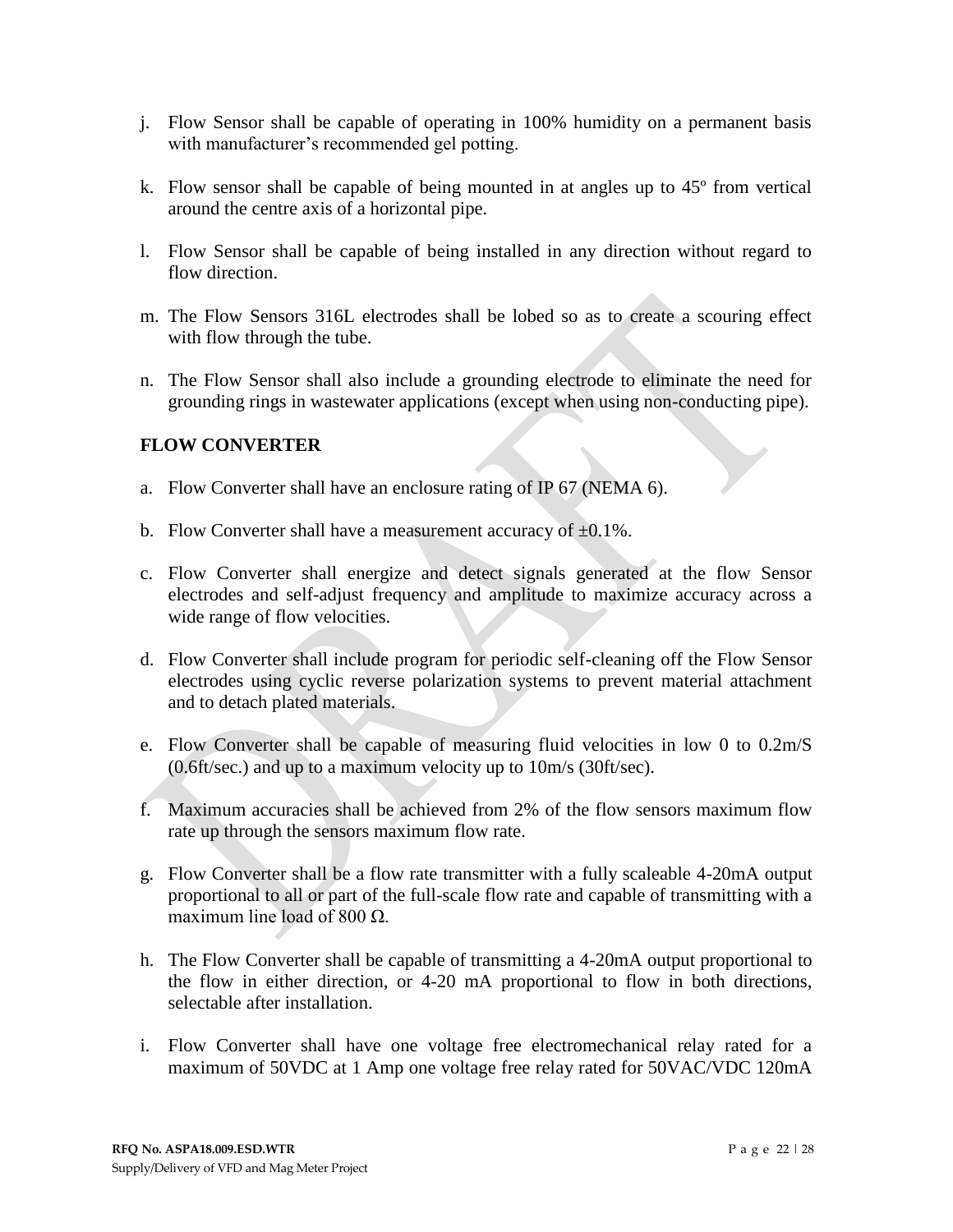j. Flow Sensor shall be capable of operating in 100% humidity on a permanent basis with manufacturer's recommended gel potting.

k. Flow sensor shall be capable of being mounted in at angles up to 45º from vertical around the centre axis of a horizontal pipe.

l. Flow Sensor shall be capable of being installed in any direction without regard to flow direction.

m. The Flow Sensors 316L electrodes shall be lobed so as to create a scouring effect with flow through the tube.

n. The Flow Sensor shall also include a grounding electrode to eliminate the need for grounding rings in wastewater applications (except when using non-conducting pipe).

**FLOW CONVERTER**

a. Flow Converter shall have an enclosure rating of IP 67 (NEMA 6).

b. Flow Converter shall have a measurement accuracy of ±0.1%.

c. Flow Converter shall energize and detect signals generated at the flow Sensor electrodes and self-adjust frequency and amplitude to maximize accuracy across a wide range of flow velocities.

d. Flow Converter shall include program for periodic self-cleaning off the Flow Sensor electrodes using cyclic reverse polarization systems to prevent material attachment and to detach plated materials.

e. Flow Converter shall be capable of measuring fluid velocities in low 0 to 0.2m/S (0.6ft/sec.) and up to a maximum velocity up to 10m/s (30ft/sec).

f. Maximum accuracies shall be achieved from 2% of the flow sensors maximum flow rate up through the sensors maximum flow rate.

g. Flow Converter shall be a flow rate transmitter with a fully scaleable 4-20mA output proportional to all or part of the full-scale flow rate and capable of transmitting with a maximum line load of 800 Ω.

h. The Flow Converter shall be capable of transmitting a 4-20mA output proportional to the flow in either direction, or 4-20 mA proportional to flow in both directions, selectable after installation.

i. Flow Converter shall have one voltage free electromechanical relay rated for a maximum of 50VDC at 1 Amp one voltage free relay rated for 50VAC/VDC 120mA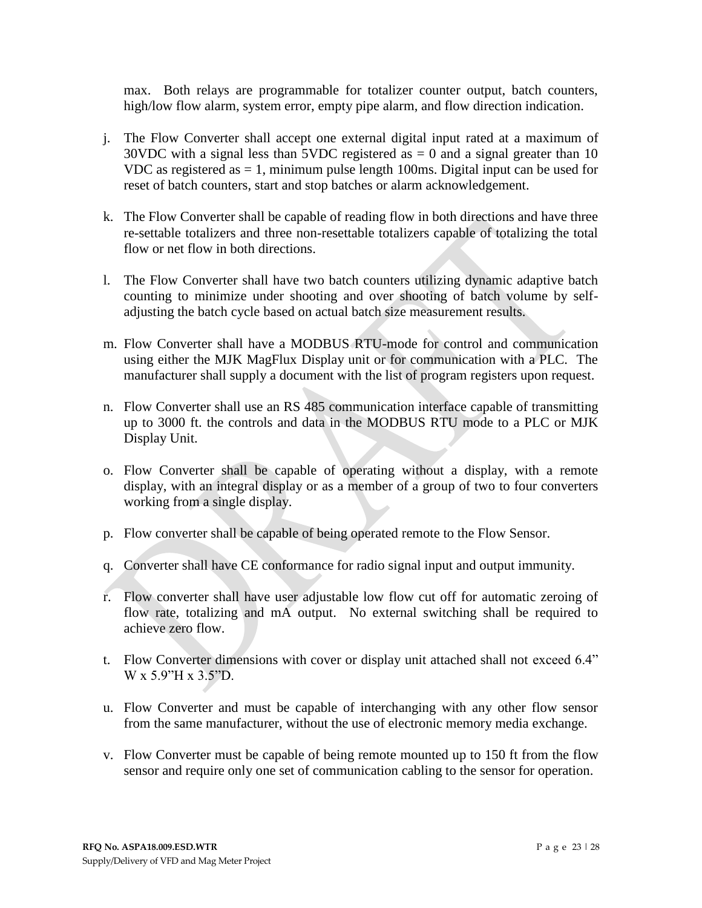max. Both relays are programmable for totalizer counter output, batch counters, high/low flow alarm, system error, empty pipe alarm, and flow direction indication.

j. The Flow Converter shall accept one external digital input rated at a maximum of 30VDC with a signal less than 5VDC registered as = 0 and a signal greater than 10 VDC as registered as = 1, minimum pulse length 100ms. Digital input can be used for reset of batch counters, start and stop batches or alarm acknowledgement.

k. The Flow Converter shall be capable of reading flow in both directions and have three re-settable totalizers and three non-resettable totalizers capable of totalizing the total flow or net flow in both directions.

l. The Flow Converter shall have two batch counters utilizing dynamic adaptive batch counting to minimize under shooting and over shooting of batch volume by self-adjusting the batch cycle based on actual batch size measurement results.

m. Flow Converter shall have a MODBUS RTU-mode for control and communication using either the MJK MagFlux Display unit or for communication with a PLC. The manufacturer shall supply a document with the list of program registers upon request.

n. Flow Converter shall use an RS 485 communication interface capable of transmitting up to 3000 ft. the controls and data in the MODBUS RTU mode to a PLC or MJK Display Unit.

o. Flow Converter shall be capable of operating without a display, with a remote display, with an integral display or as a member of a group of two to four converters working from a single display.

p. Flow converter shall be capable of being operated remote to the Flow Sensor.

q. Converter shall have CE conformance for radio signal input and output immunity.

r. Flow converter shall have user adjustable low flow cut off for automatic zeroing of flow rate, totalizing and mA output. No external switching shall be required to achieve zero flow.

t. Flow Converter dimensions with cover or display unit attached shall not exceed 6.4" W x 5.9"H x 3.5"D.

u. Flow Converter and must be capable of interchanging with any other flow sensor from the same manufacturer, without the use of electronic memory media exchange.

v. Flow Converter must be capable of being remote mounted up to 150 ft from the flow sensor and require only one set of communication cabling to the sensor for operation.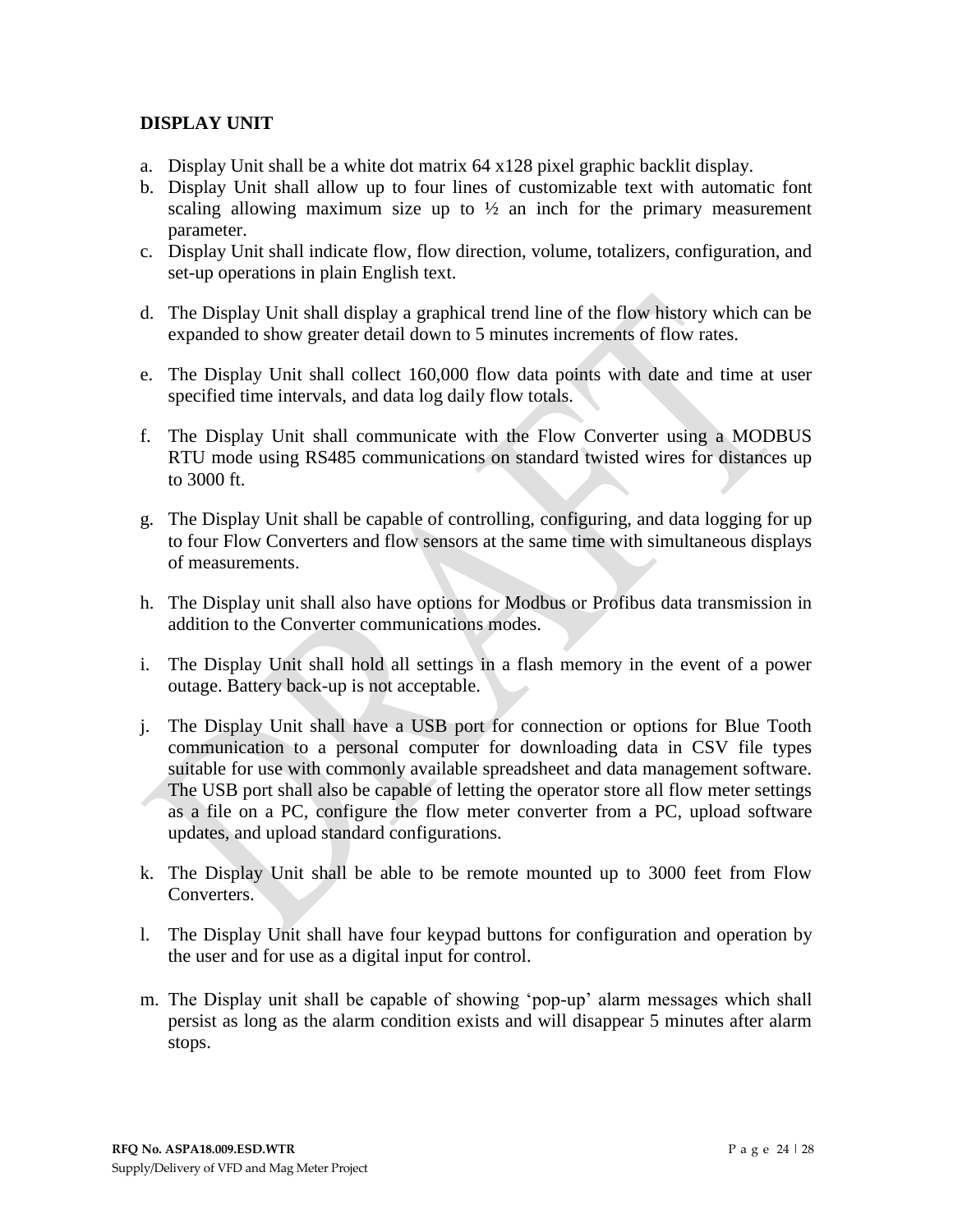## DISPLAY UNIT

a. Display Unit shall be a white dot matrix 64 x128 pixel graphic backlit display.
b. Display Unit shall allow up to four lines of customizable text with automatic font scaling allowing maximum size up to ½ an inch for the primary measurement parameter.
c. Display Unit shall indicate flow, flow direction, volume, totalizers, configuration, and set-up operations in plain English text.
d. The Display Unit shall display a graphical trend line of the flow history which can be expanded to show greater detail down to 5 minutes increments of flow rates.
e. The Display Unit shall collect 160,000 flow data points with date and time at user specified time intervals, and data log daily flow totals.
f. The Display Unit shall communicate with the Flow Converter using a MODBUS RTU mode using RS485 communications on standard twisted wires for distances up to 3000 ft.
g. The Display Unit shall be capable of controlling, configuring, and data logging for up to four Flow Converters and flow sensors at the same time with simultaneous displays of measurements.
h. The Display unit shall also have options for Modbus or Profibus data transmission in addition to the Converter communications modes.
i. The Display Unit shall hold all settings in a flash memory in the event of a power outage. Battery back-up is not acceptable.
j. The Display Unit shall have a USB port for connection or options for Blue Tooth communication to a personal computer for downloading data in CSV file types suitable for use with commonly available spreadsheet and data management software. The USB port shall also be capable of letting the operator store all flow meter settings as a file on a PC, configure the flow meter converter from a PC, upload software updates, and upload standard configurations.
k. The Display Unit shall be able to be remote mounted up to 3000 feet from Flow Converters.
l. The Display Unit shall have four keypad buttons for configuration and operation by the user and for use as a digital input for control.
m. The Display unit shall be capable of showing 'pop-up' alarm messages which shall persist as long as the alarm condition exists and will disappear 5 minutes after alarm stops.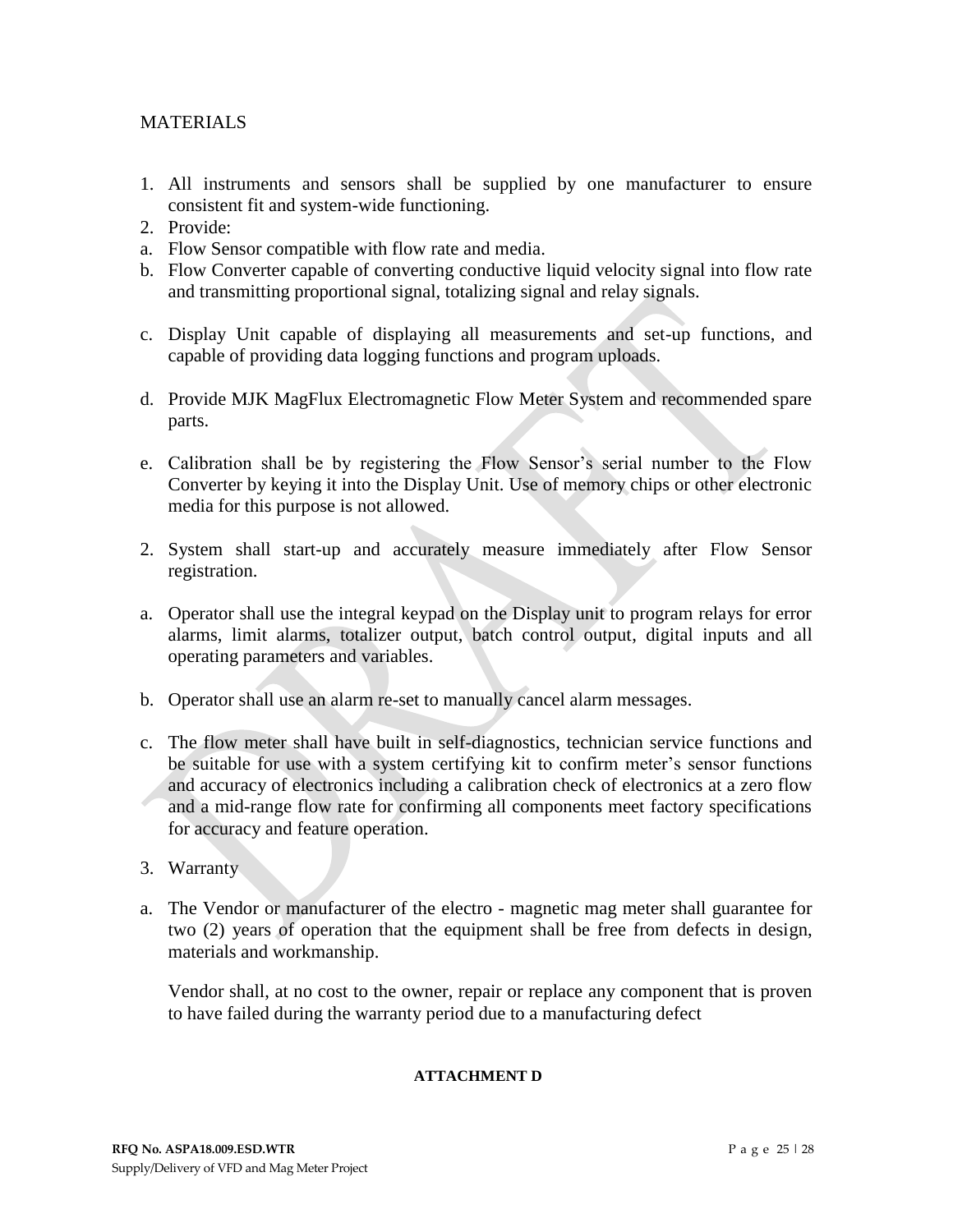MATERIALS

1. All instruments and sensors shall be supplied by one manufacturer to ensure consistent fit and system-wide functioning.
2. Provide:

a. Flow Sensor compatible with flow rate and media.

b. Flow Converter capable of converting conductive liquid velocity signal into flow rate and transmitting proportional signal, totalizing signal and relay signals.

c. Display Unit capable of displaying all measurements and set-up functions, and capable of providing data logging functions and program uploads.

d. Provide MJK MagFlux Electromagnetic Flow Meter System and recommended spare parts.

e. Calibration shall be by registering the Flow Sensor's serial number to the Flow Converter by keying it into the Display Unit. Use of memory chips or other electronic media for this purpose is not allowed.

2. System shall start-up and accurately measure immediately after Flow Sensor registration.

a. Operator shall use the integral keypad on the Display unit to program relays for error alarms, limit alarms, totalizer output, batch control output, digital inputs and all operating parameters and variables.

b. Operator shall use an alarm re-set to manually cancel alarm messages.

c. The flow meter shall have built in self-diagnostics, technician service functions and be suitable for use with a system certifying kit to confirm meter's sensor functions and accuracy of electronics including a calibration check of electronics at a zero flow and a mid-range flow rate for confirming all components meet factory specifications for accuracy and feature operation.

3. Warranty

a. The Vendor or manufacturer of the electro - magnetic mag meter shall guarantee for two (2) years of operation that the equipment shall be free from defects in design, materials and workmanship.

   Vendor shall, at no cost to the owner, repair or replace any component that is proven to have failed during the warranty period due to a manufacturing defect

**ATTACHMENT D**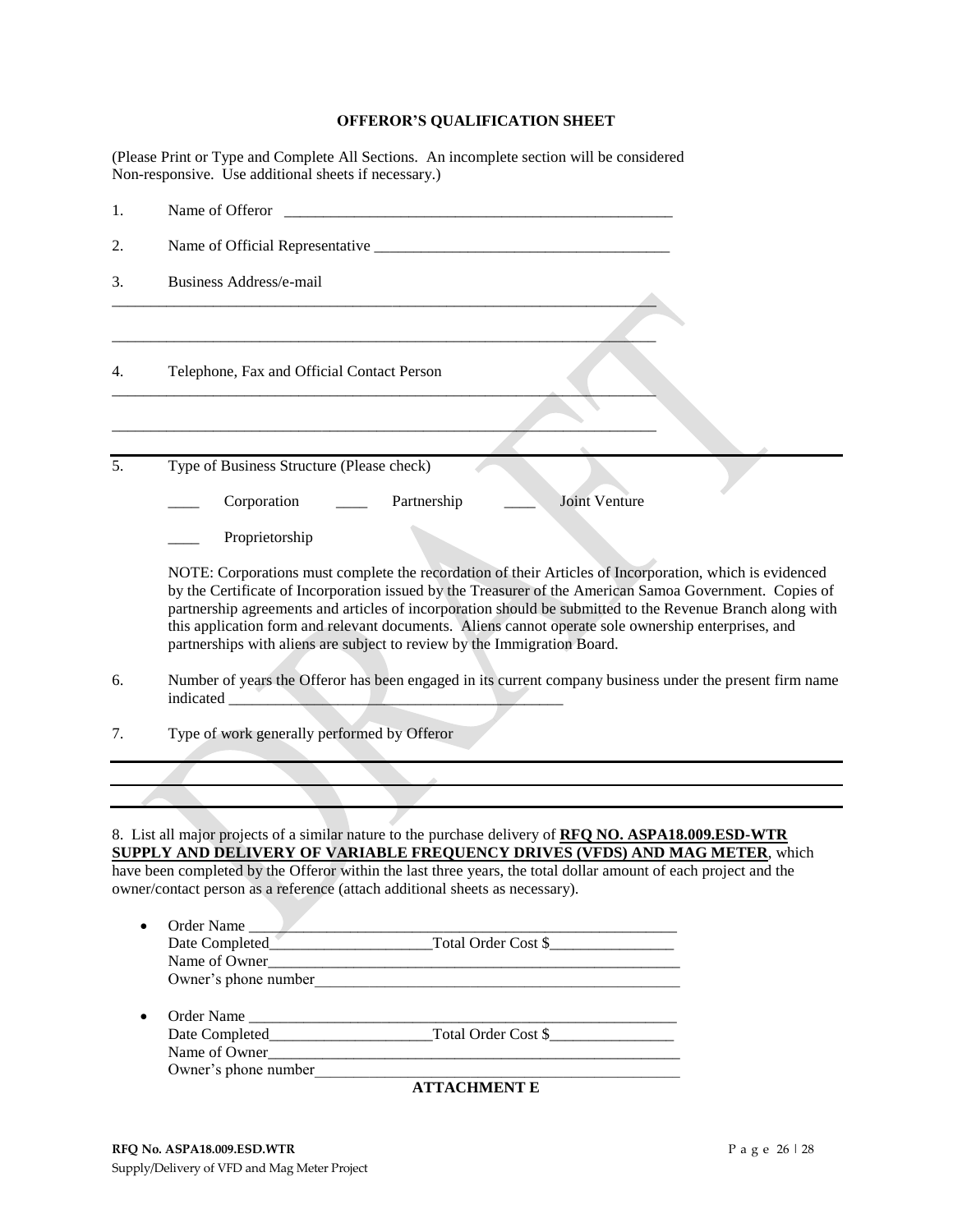**OFFEROR'S QUALIFICATION SHEET**

(Please Print or Type and Complete All Sections. An incomplete section will be considered Non-responsive. Use additional sheets if necessary.)

1. Name of Offeror ____________________________________________________

2. Name of Official Representative ________________________________________

3. Business Address/e-mail

_______________________________________________________________________

_______________________________________________________________________

4. Telephone, Fax and Official Contact Person

_______________________________________________________________________

_______________________________________________________________________

5. Type of Business Structure (Please check)

____ Corporation ____ Partnership ____ Joint Venture

____ Proprietorship

NOTE: Corporations must complete the recordation of their Articles of Incorporation, which is evidenced by the Certificate of Incorporation issued by the Treasurer of the American Samoa Government. Copies of partnership agreements and articles of incorporation should be submitted to the Revenue Branch along with this application form and relevant documents. Aliens cannot operate sole ownership enterprises, and partnerships with aliens are subject to review by the Immigration Board.

6. Number of years the Offeror has been engaged in its current company business under the present firm name indicated ____________________________________________

7. Type of work generally performed by Offeror

_______________________________________________________________________

_______________________________________________________________________

8. List all major projects of a similar nature to the purchase delivery of **RFQ NO. ASPA18.009.ESD-WTR SUPPLY AND DELIVERY OF VARIABLE FREQUENCY DRIVES (VFDS) AND MAG METER**, which have been completed by the Offeror within the last three years, the total dollar amount of each project and the owner/contact person as a reference (attach additional sheets as necessary).

- Order Name ____________________________________________________
  Date Completed_____________________Total Order Cost $________________
  Name of Owner___________________________________________________
  Owner's phone number______________________________________________

- Order Name ____________________________________________________
  Date Completed_____________________Total Order Cost $________________
  Name of Owner___________________________________________________
  Owner's phone number______________________________________________

**ATTACHMENT E**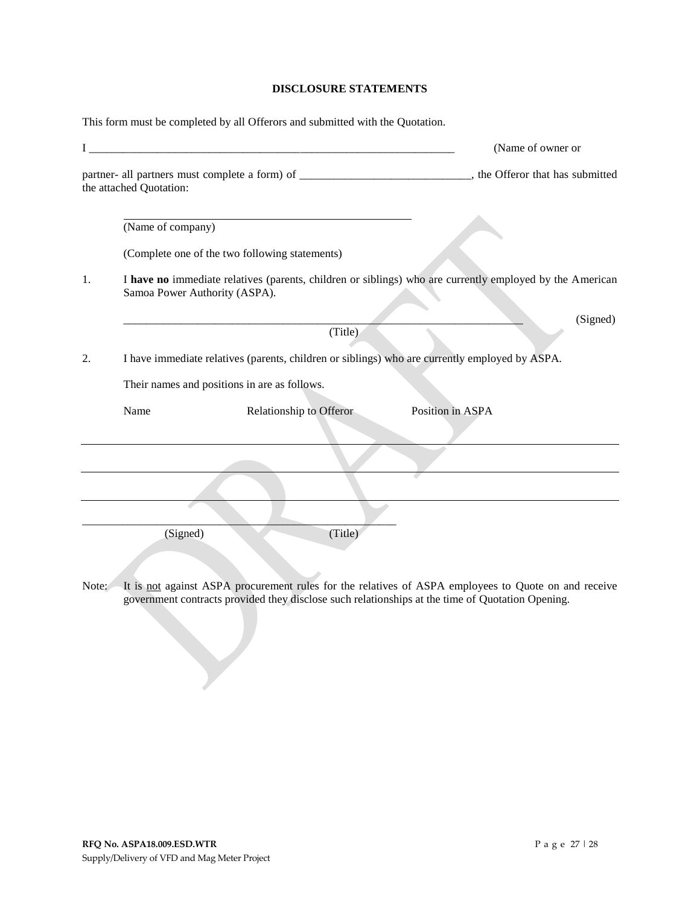# DISCLOSURE STATEMENTS

This form must be completed by all Offerors and submitted with the Quotation.

I ________________________________________________________________ (Name of owner or

partner- all partners must complete a form) of ______________________________, the Offeror that has submitted the attached Quotation:

____________________________________________________

(Name of company)

(Complete one of the two following statements)

1. I **have no** immediate relatives (parents, children or siblings) who are currently employed by the American Samoa Power Authority (ASPA).

   ________________________________________________________________________ (Signed)
   (Title)

2. I have immediate relatives (parents, children or siblings) who are currently employed by ASPA.

   Their names and positions in are as follows.

| Name | Relationship to Offeror | Position in ASPA |
|---|---|---|
| | | |
| | | |
| | | |

________________________________________________________

(Signed) (Title)

Note: It is not against ASPA procurement rules for the relatives of ASPA employees to Quote on and receive government contracts provided they disclose such relationships at the time of Quotation Opening.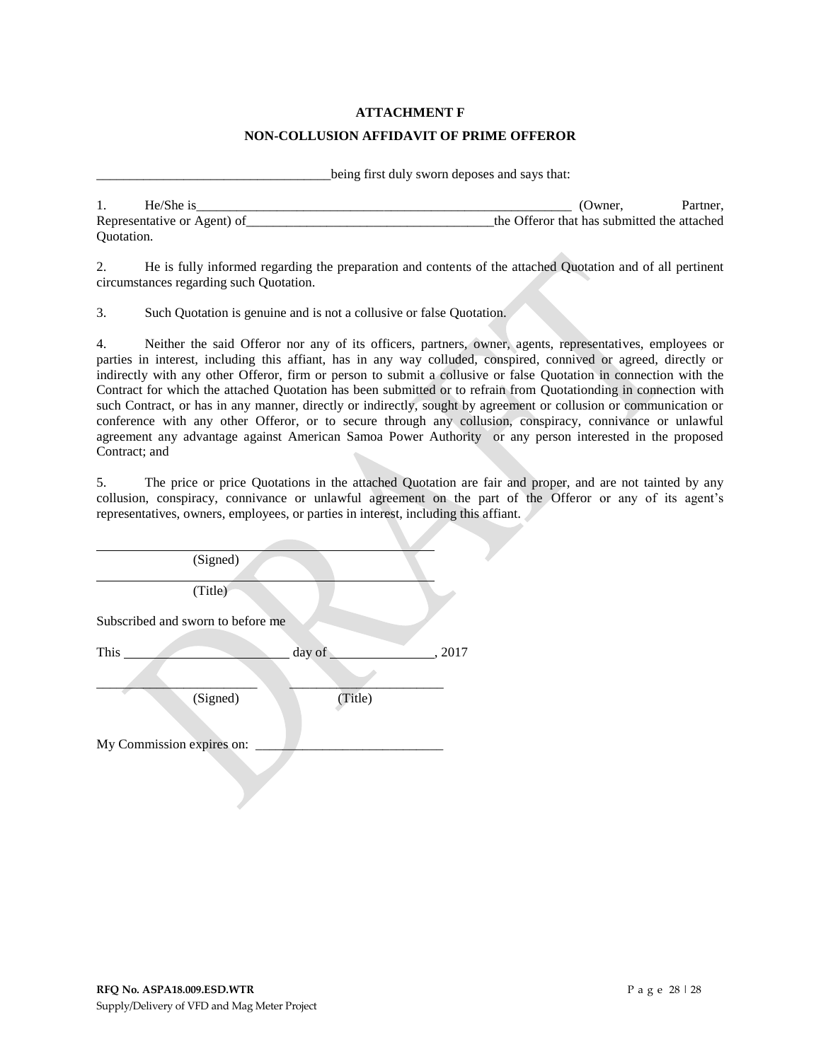**ATTACHMENT F**

**NON-COLLUSION AFFIDAVIT OF PRIME OFFEROR**

___________________________________being first duly sworn deposes and says that:

1. He/She is_________________________________________________________ (Owner, Partner, Representative or Agent) of_____________________________________the Offeror that has submitted the attached Quotation.

2. He is fully informed regarding the preparation and contents of the attached Quotation and of all pertinent circumstances regarding such Quotation.

3. Such Quotation is genuine and is not a collusive or false Quotation.

4. Neither the said Offeror nor any of its officers, partners, owner, agents, representatives, employees or parties in interest, including this affiant, has in any way colluded, conspired, connived or agreed, directly or indirectly with any other Offeror, firm or person to submit a collusive or false Quotation in connection with the Contract for which the attached Quotation has been submitted or to refrain from Quotationding in connection with such Contract, or has in any manner, directly or indirectly, sought by agreement or collusion or communication or conference with any other Offeror, or to secure through any collusion, conspiracy, connivance or unlawful agreement any advantage against American Samoa Power Authority or any person interested in the proposed Contract; and

5. The price or price Quotations in the attached Quotation are fair and proper, and are not tainted by any collusion, conspiracy, connivance or unlawful agreement on the part of the Offeror or any of its agent's representatives, owners, employees, or parties in interest, including this affiant.

_______________________________________________
(Signed)

_______________________________________________
(Title)

Subscribed and sworn to before me

This ________________________ day of _______________, 2017

________________________ ________________________
(Signed) (Title)

My Commission expires on: ____________________________

**RFQ No. ASPA18.009.ESD.WTR**
Supply/Delivery of VFD and Mag Meter Project